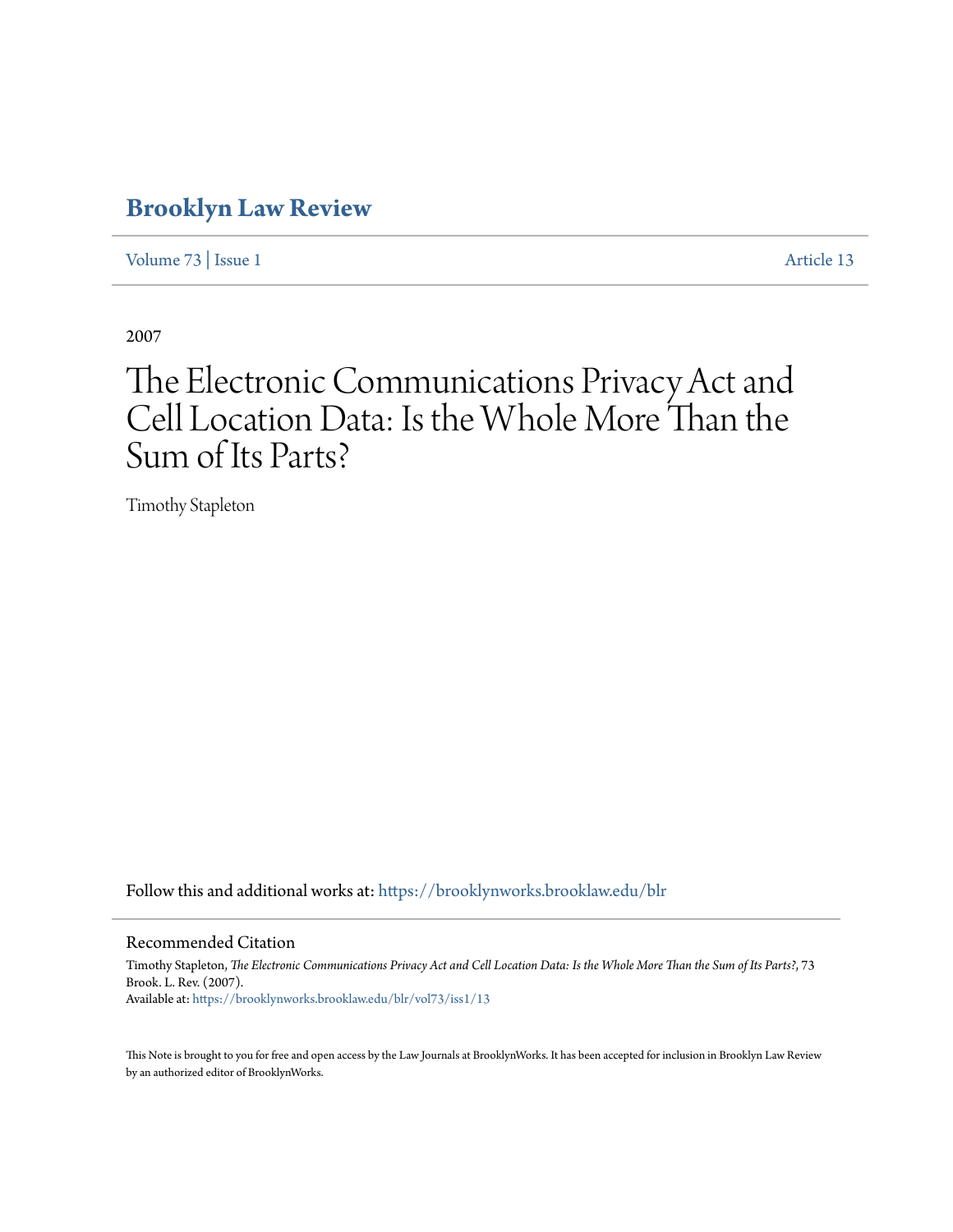# Brooklyn Law Review

Volume 73 | Issue 1 Article 13

2007

# The Electronic Communications Privacy Act and Cell Location Data: Is the Whole More Than the Sum of Its Parts?

Timothy Stapleton

Follow this and additional works at: https://brooklynworks.brooklaw.edu/blr

## Recommended Citation

Timothy Stapleton, *The Electronic Communications Privacy Act and Cell Location Data: Is the Whole More Than the Sum of Its Parts?*, 73 Brook. L. Rev. (2007).
Available at: https://brooklynworks.brooklaw.edu/blr/vol73/iss1/13

This Note is brought to you for free and open access by the Law Journals at BrooklynWorks. It has been accepted for inclusion in Brooklyn Law Review by an authorized editor of BrooklynWorks.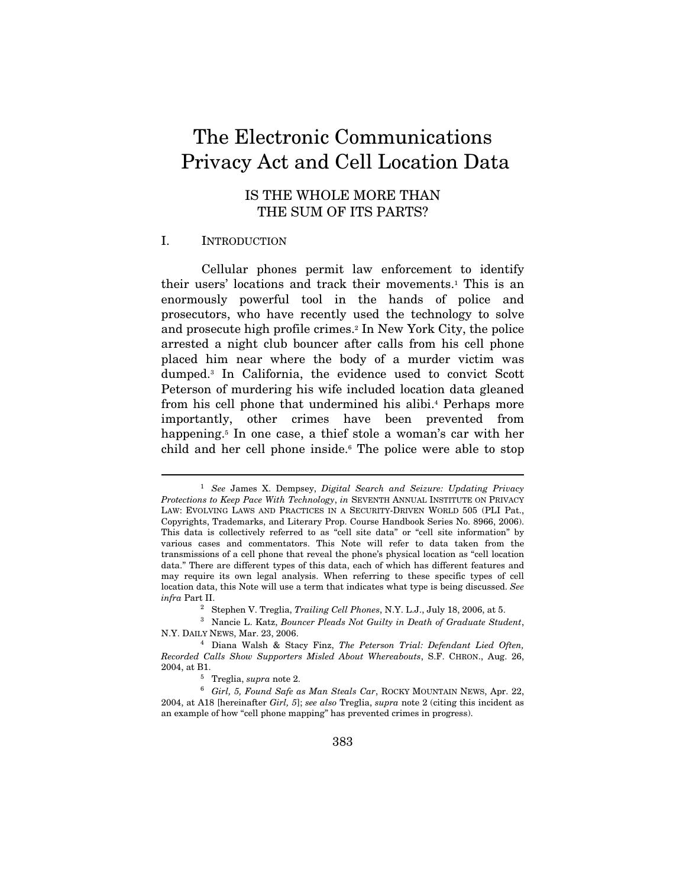# The Electronic Communications Privacy Act and Cell Location Data

## IS THE WHOLE MORE THAN THE SUM OF ITS PARTS?

### I. INTRODUCTION

Cellular phones permit law enforcement to identify their users' locations and track their movements.[1] This is an enormously powerful tool in the hands of police and prosecutors, who have recently used the technology to solve and prosecute high profile crimes.[2] In New York City, the police arrested a night club bouncer after calls from his cell phone placed him near where the body of a murder victim was dumped.[3] In California, the evidence used to convict Scott Peterson of murdering his wife included location data gleaned from his cell phone that undermined his alibi.[4] Perhaps more importantly, other crimes have been prevented from happening.[5] In one case, a thief stole a woman's car with her child and her cell phone inside.[6] The police were able to stop

---

[1] *See* James X. Dempsey, *Digital Search and Seizure: Updating Privacy Protections to Keep Pace With Technology*, *in* SEVENTH ANNUAL INSTITUTE ON PRIVACY LAW: EVOLVING LAWS AND PRACTICES IN A SECURITY-DRIVEN WORLD 505 (PLI Pat., Copyrights, Trademarks, and Literary Prop. Course Handbook Series No. 8966, 2006). This data is collectively referred to as "cell site data" or "cell site information" by various cases and commentators. This Note will refer to data taken from the transmissions of a cell phone that reveal the phone's physical location as "cell location data." There are different types of this data, each of which has different features and may require its own legal analysis. When referring to these specific types of cell location data, this Note will use a term that indicates what type is being discussed. *See infra* Part II.

[2] Stephen V. Treglia, *Trailing Cell Phones*, N.Y. L.J., July 18, 2006, at 5.

[3] Nancie L. Katz, *Bouncer Pleads Not Guilty in Death of Graduate Student*, N.Y. DAILY NEWS, Mar. 23, 2006.

[4] Diana Walsh & Stacy Finz, *The Peterson Trial: Defendant Lied Often, Recorded Calls Show Supporters Misled About Whereabouts*, S.F. CHRON., Aug. 26, 2004, at B1.

[5] Treglia, *supra* note 2.

[6] *Girl, 5, Found Safe as Man Steals Car*, ROCKY MOUNTAIN NEWS, Apr. 22, 2004, at A18 [hereinafter *Girl, 5*]; *see also* Treglia, *supra* note 2 (citing this incident as an example of how "cell phone mapping" has prevented crimes in progress).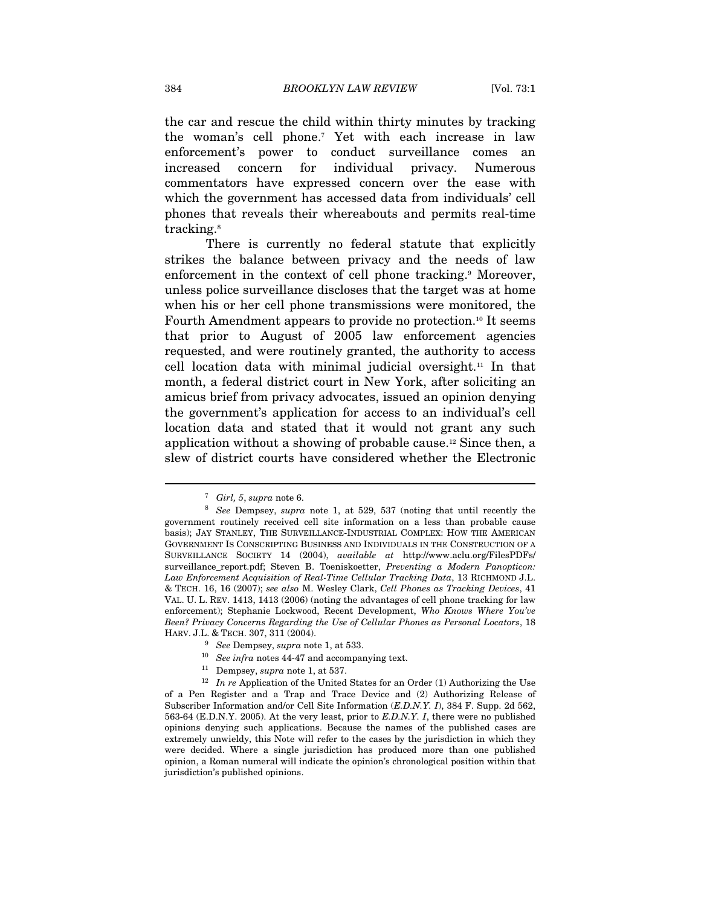the car and rescue the child within thirty minutes by tracking the woman's cell phone.[7] Yet with each increase in law enforcement's power to conduct surveillance comes an increased concern for individual privacy. Numerous commentators have expressed concern over the ease with which the government has accessed data from individuals' cell phones that reveals their whereabouts and permits real-time tracking.[8]

There is currently no federal statute that explicitly strikes the balance between privacy and the needs of law enforcement in the context of cell phone tracking.[9] Moreover, unless police surveillance discloses that the target was at home when his or her cell phone transmissions were monitored, the Fourth Amendment appears to provide no protection.[10] It seems that prior to August of 2005 law enforcement agencies requested, and were routinely granted, the authority to access cell location data with minimal judicial oversight.[11] In that month, a federal district court in New York, after soliciting an amicus brief from privacy advocates, issued an opinion denying the government's application for access to an individual's cell location data and stated that it would not grant any such application without a showing of probable cause.[12] Since then, a slew of district courts have considered whether the Electronic

---

[7] *Girl, 5*, *supra* note 6.

[8] *See* Dempsey, *supra* note 1, at 529, 537 (noting that until recently the government routinely received cell site information on a less than probable cause basis); JAY STANLEY, THE SURVEILLANCE-INDUSTRIAL COMPLEX: HOW THE AMERICAN GOVERNMENT IS CONSCRIPTING BUSINESS AND INDIVIDUALS IN THE CONSTRUCTION OF A SURVEILLANCE SOCIETY 14 (2004), *available at* http://www.aclu.org/FilesPDFs/surveillance_report.pdf; Steven B. Toeniskoetter, *Preventing a Modern Panopticon: Law Enforcement Acquisition of Real-Time Cellular Tracking Data*, 13 RICHMOND J.L. & TECH. 16, 16 (2007); *see also* M. Wesley Clark, *Cell Phones as Tracking Devices*, 41 VAL. U. L. REV. 1413, 1413 (2006) (noting the advantages of cell phone tracking for law enforcement); Stephanie Lockwood, Recent Development, *Who Knows Where You've Been? Privacy Concerns Regarding the Use of Cellular Phones as Personal Locators*, 18 HARV. J.L. & TECH. 307, 311 (2004).

[9] *See* Dempsey, *supra* note 1, at 533.

[10] *See infra* notes 44-47 and accompanying text.

[11] Dempsey, *supra* note 1, at 537.

[12] *In re* Application of the United States for an Order (1) Authorizing the Use of a Pen Register and a Trap and Trace Device and (2) Authorizing Release of Subscriber Information and/or Cell Site Information (*E.D.N.Y. I*), 384 F. Supp. 2d 562, 563-64 (E.D.N.Y. 2005). At the very least, prior to *E.D.N.Y. I*, there were no published opinions denying such applications. Because the names of the published cases are extremely unwieldy, this Note will refer to the cases by the jurisdiction in which they were decided. Where a single jurisdiction has produced more than one published opinion, a Roman numeral will indicate the opinion's chronological position within that jurisdiction's published opinions.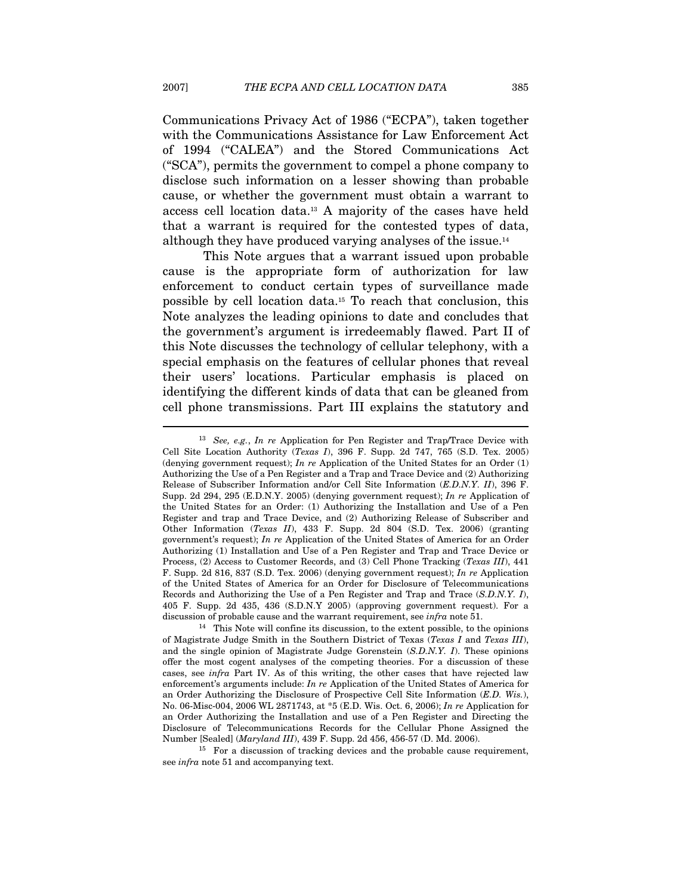Communications Privacy Act of 1986 ("ECPA"), taken together with the Communications Assistance for Law Enforcement Act of 1994 ("CALEA") and the Stored Communications Act ("SCA"), permits the government to compel a phone company to disclose such information on a lesser showing than probable cause, or whether the government must obtain a warrant to access cell location data.[13] A majority of the cases have held that a warrant is required for the contested types of data, although they have produced varying analyses of the issue.[14]

This Note argues that a warrant issued upon probable cause is the appropriate form of authorization for law enforcement to conduct certain types of surveillance made possible by cell location data.[15] To reach that conclusion, this Note analyzes the leading opinions to date and concludes that the government's argument is irredeemably flawed. Part II of this Note discusses the technology of cellular telephony, with a special emphasis on the features of cellular phones that reveal their users' locations. Particular emphasis is placed on identifying the different kinds of data that can be gleaned from cell phone transmissions. Part III explains the statutory and

---

[13] *See, e.g.*, *In re* Application for Pen Register and Trap/Trace Device with Cell Site Location Authority (*Texas I*), 396 F. Supp. 2d 747, 765 (S.D. Tex. 2005) (denying government request); *In re* Application of the United States for an Order (1) Authorizing the Use of a Pen Register and a Trap and Trace Device and (2) Authorizing Release of Subscriber Information and/or Cell Site Information (*E.D.N.Y. II*), 396 F. Supp. 2d 294, 295 (E.D.N.Y. 2005) (denying government request); *In re* Application of the United States for an Order: (1) Authorizing the Installation and Use of a Pen Register and trap and Trace Device, and (2) Authorizing Release of Subscriber and Other Information (*Texas II*), 433 F. Supp. 2d 804 (S.D. Tex. 2006) (granting government's request); *In re* Application of the United States of America for an Order Authorizing (1) Installation and Use of a Pen Register and Trap and Trace Device or Process, (2) Access to Customer Records, and (3) Cell Phone Tracking (*Texas III*), 441 F. Supp. 2d 816, 837 (S.D. Tex. 2006) (denying government request); *In re* Application of the United States of America for an Order for Disclosure of Telecommunications Records and Authorizing the Use of a Pen Register and Trap and Trace (*S.D.N.Y. I*), 405 F. Supp. 2d 435, 436 (S.D.N.Y 2005) (approving government request). For a discussion of probable cause and the warrant requirement, see *infra* note 51.

[14] This Note will confine its discussion, to the extent possible, to the opinions of Magistrate Judge Smith in the Southern District of Texas (*Texas I* and *Texas III*), and the single opinion of Magistrate Judge Gorenstein (*S.D.N.Y. I*). These opinions offer the most cogent analyses of the competing theories. For a discussion of these cases, see *infra* Part IV. As of this writing, the other cases that have rejected law enforcement's arguments include: *In re* Application of the United States of America for an Order Authorizing the Disclosure of Prospective Cell Site Information (*E.D. Wis.*), No. 06-Misc-004, 2006 WL 2871743, at *5 (E.D. Wis. Oct. 6, 2006); *In re* Application for an Order Authorizing the Installation and use of a Pen Register and Directing the Disclosure of Telecommunications Records for the Cellular Phone Assigned the Number [Sealed] (*Maryland III*), 439 F. Supp. 2d 456, 456-57 (D. Md. 2006).

[15] For a discussion of tracking devices and the probable cause requirement, see *infra* note 51 and accompanying text.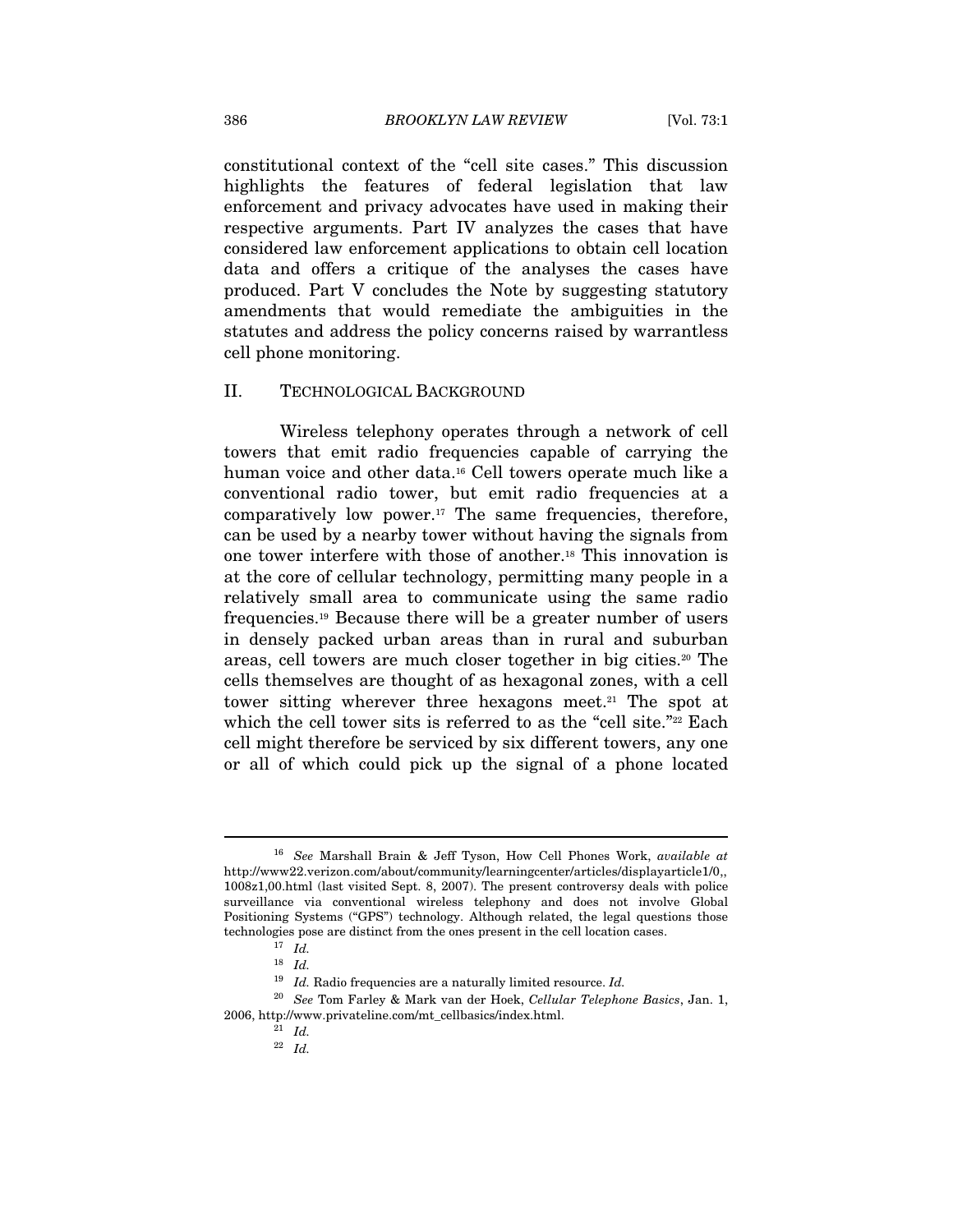constitutional context of the "cell site cases." This discussion highlights the features of federal legislation that law enforcement and privacy advocates have used in making their respective arguments. Part IV analyzes the cases that have considered law enforcement applications to obtain cell location data and offers a critique of the analyses the cases have produced. Part V concludes the Note by suggesting statutory amendments that would remediate the ambiguities in the statutes and address the policy concerns raised by warrantless cell phone monitoring.

## II. TECHNOLOGICAL BACKGROUND

Wireless telephony operates through a network of cell towers that emit radio frequencies capable of carrying the human voice and other data.[16] Cell towers operate much like a conventional radio tower, but emit radio frequencies at a comparatively low power.[17] The same frequencies, therefore, can be used by a nearby tower without having the signals from one tower interfere with those of another.[18] This innovation is at the core of cellular technology, permitting many people in a relatively small area to communicate using the same radio frequencies.[19] Because there will be a greater number of users in densely packed urban areas than in rural and suburban areas, cell towers are much closer together in big cities.[20] The cells themselves are thought of as hexagonal zones, with a cell tower sitting wherever three hexagons meet.[21] The spot at which the cell tower sits is referred to as the "cell site."[22] Each cell might therefore be serviced by six different towers, any one or all of which could pick up the signal of a phone located

---

[16] *See* Marshall Brain & Jeff Tyson, How Cell Phones Work, *available at* http://www22.verizon.com/about/community/learningcenter/articles/displayarticle1/0,,1008z1,00.html (last visited Sept. 8, 2007). The present controversy deals with police surveillance via conventional wireless telephony and does not involve Global Positioning Systems ("GPS") technology. Although related, the legal questions those technologies pose are distinct from the ones present in the cell location cases.

[17] *Id.*

[18] *Id.*

[19] *Id.* Radio frequencies are a naturally limited resource. *Id.*

[20] *See* Tom Farley & Mark van der Hoek, *Cellular Telephone Basics*, Jan. 1, 2006, http://www.privateline.com/mt_cellbasics/index.html.

[21] *Id.*

[22] *Id.*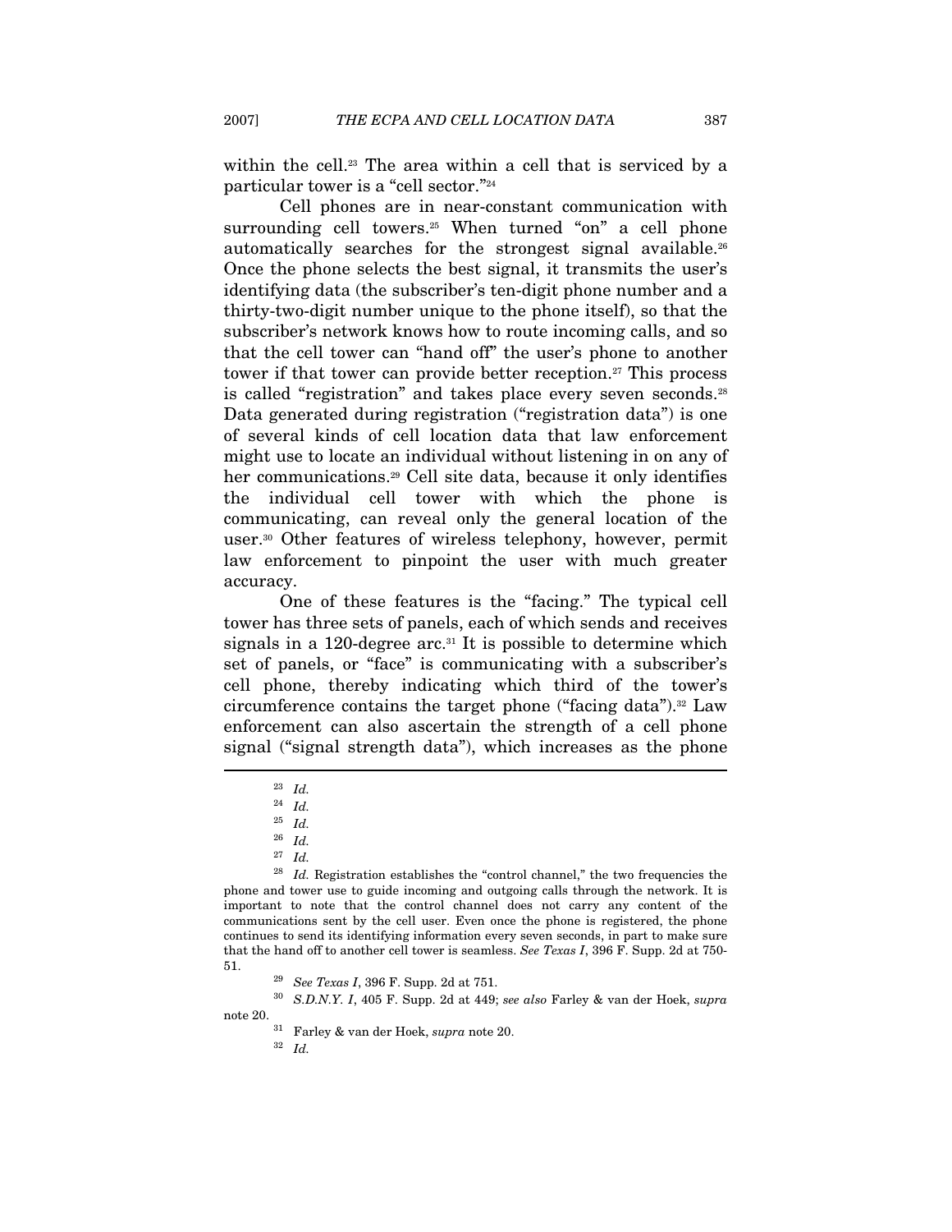within the cell.[23] The area within a cell that is serviced by a particular tower is a "cell sector."[24]

Cell phones are in near-constant communication with surrounding cell towers.[25] When turned "on" a cell phone automatically searches for the strongest signal available.[26] Once the phone selects the best signal, it transmits the user's identifying data (the subscriber's ten-digit phone number and a thirty-two-digit number unique to the phone itself), so that the subscriber's network knows how to route incoming calls, and so that the cell tower can "hand off" the user's phone to another tower if that tower can provide better reception.[27] This process is called "registration" and takes place every seven seconds.[28] Data generated during registration ("registration data") is one of several kinds of cell location data that law enforcement might use to locate an individual without listening in on any of her communications.[29] Cell site data, because it only identifies the individual cell tower with which the phone is communicating, can reveal only the general location of the user.[30] Other features of wireless telephony, however, permit law enforcement to pinpoint the user with much greater accuracy.

One of these features is the "facing." The typical cell tower has three sets of panels, each of which sends and receives signals in a 120-degree arc.[31] It is possible to determine which set of panels, or "face" is communicating with a subscriber's cell phone, thereby indicating which third of the tower's circumference contains the target phone ("facing data").[32] Law enforcement can also ascertain the strength of a cell phone signal ("signal strength data"), which increases as the phone

---

[23] *Id.*

[24] *Id.*

[25] *Id.*

[26] *Id.*

[27] *Id.*

[28] *Id.* Registration establishes the "control channel," the two frequencies the phone and tower use to guide incoming and outgoing calls through the network. It is important to note that the control channel does not carry any content of the communications sent by the cell user. Even once the phone is registered, the phone continues to send its identifying information every seven seconds, in part to make sure that the hand off to another cell tower is seamless. *See Texas I*, 396 F. Supp. 2d at 750-51.

[29] *See Texas I*, 396 F. Supp. 2d at 751.

[30] *S.D.N.Y. I*, 405 F. Supp. 2d at 449; *see also* Farley & van der Hoek, *supra* note 20.

[31] Farley & van der Hoek, *supra* note 20.

[32] *Id.*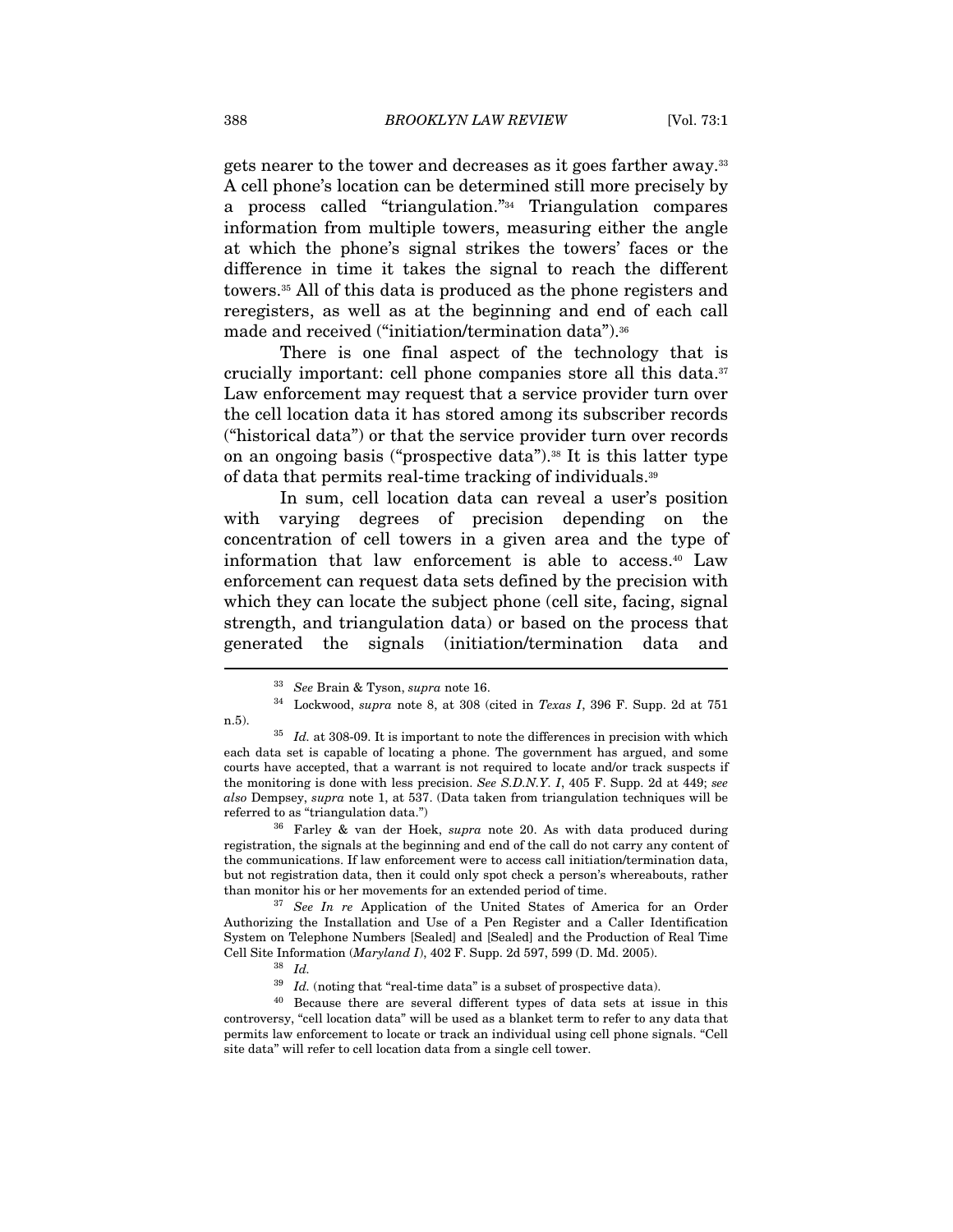gets nearer to the tower and decreases as it goes farther away.[33] A cell phone's location can be determined still more precisely by a process called "triangulation."[34] Triangulation compares information from multiple towers, measuring either the angle at which the phone's signal strikes the towers' faces or the difference in time it takes the signal to reach the different towers.[35] All of this data is produced as the phone registers and reregisters, as well as at the beginning and end of each call made and received ("initiation/termination data").[36]

There is one final aspect of the technology that is crucially important: cell phone companies store all this data.[37] Law enforcement may request that a service provider turn over the cell location data it has stored among its subscriber records ("historical data") or that the service provider turn over records on an ongoing basis ("prospective data").[38] It is this latter type of data that permits real-time tracking of individuals.[39]

In sum, cell location data can reveal a user's position with varying degrees of precision depending on the concentration of cell towers in a given area and the type of information that law enforcement is able to access.[40] Law enforcement can request data sets defined by the precision with which they can locate the subject phone (cell site, facing, signal strength, and triangulation data) or based on the process that generated the signals (initiation/termination data and

---

[33] *See* Brain & Tyson, *supra* note 16.

[34] Lockwood, *supra* note 8, at 308 (cited in *Texas I*, 396 F. Supp. 2d at 751 n.5).

[35] *Id.* at 308-09. It is important to note the differences in precision with which each data set is capable of locating a phone. The government has argued, and some courts have accepted, that a warrant is not required to locate and/or track suspects if the monitoring is done with less precision. *See S.D.N.Y. I*, 405 F. Supp. 2d at 449; *see also* Dempsey, *supra* note 1, at 537. (Data taken from triangulation techniques will be referred to as "triangulation data.")

[36] Farley & van der Hoek, *supra* note 20. As with data produced during registration, the signals at the beginning and end of the call do not carry any content of the communications. If law enforcement were to access call initiation/termination data, but not registration data, then it could only spot check a person's whereabouts, rather than monitor his or her movements for an extended period of time.

[37] *See In re* Application of the United States of America for an Order Authorizing the Installation and Use of a Pen Register and a Caller Identification System on Telephone Numbers [Sealed] and [Sealed] and the Production of Real Time Cell Site Information (*Maryland I*), 402 F. Supp. 2d 597, 599 (D. Md. 2005).

[38] *Id.*

[39] *Id.* (noting that "real-time data" is a subset of prospective data).

[40] Because there are several different types of data sets at issue in this controversy, "cell location data" will be used as a blanket term to refer to any data that permits law enforcement to locate or track an individual using cell phone signals. "Cell site data" will refer to cell location data from a single cell tower.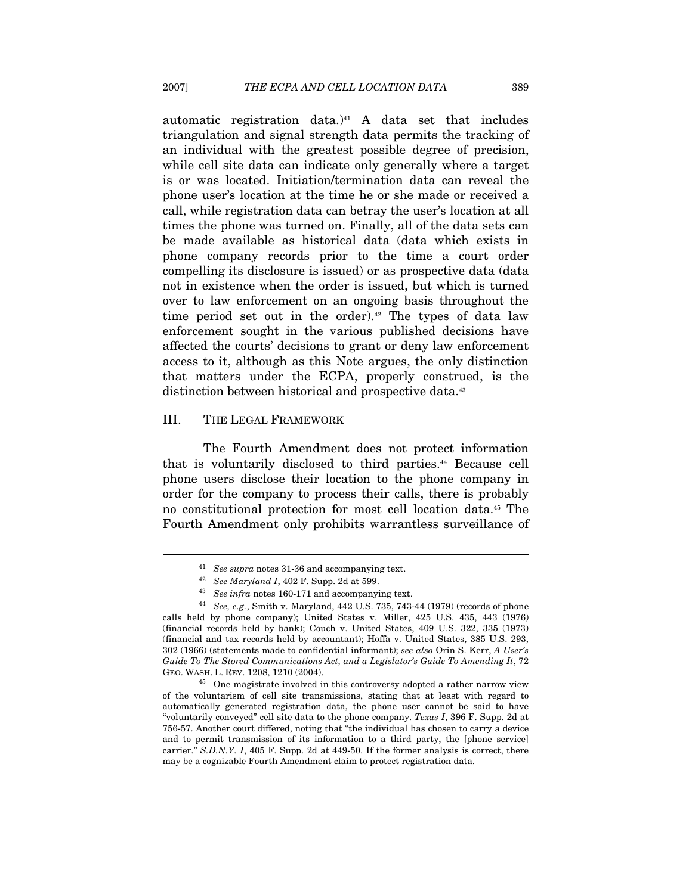automatic registration data.)[41] A data set that includes triangulation and signal strength data permits the tracking of an individual with the greatest possible degree of precision, while cell site data can indicate only generally where a target is or was located. Initiation/termination data can reveal the phone user's location at the time he or she made or received a call, while registration data can betray the user's location at all times the phone was turned on. Finally, all of the data sets can be made available as historical data (data which exists in phone company records prior to the time a court order compelling its disclosure is issued) or as prospective data (data not in existence when the order is issued, but which is turned over to law enforcement on an ongoing basis throughout the time period set out in the order).[42] The types of data law enforcement sought in the various published decisions have affected the courts' decisions to grant or deny law enforcement access to it, although as this Note argues, the only distinction that matters under the ECPA, properly construed, is the distinction between historical and prospective data.[43]

## III. THE LEGAL FRAMEWORK

The Fourth Amendment does not protect information that is voluntarily disclosed to third parties.[44] Because cell phone users disclose their location to the phone company in order for the company to process their calls, there is probably no constitutional protection for most cell location data.[45] The Fourth Amendment only prohibits warrantless surveillance of

---

[41] *See supra* notes 31-36 and accompanying text.

[42] *See Maryland I*, 402 F. Supp. 2d at 599.

[43] *See infra* notes 160-171 and accompanying text.

[44] *See, e.g.*, Smith v. Maryland, 442 U.S. 735, 743-44 (1979) (records of phone calls held by phone company); United States v. Miller, 425 U.S. 435, 443 (1976) (financial records held by bank); Couch v. United States, 409 U.S. 322, 335 (1973) (financial and tax records held by accountant); Hoffa v. United States, 385 U.S. 293, 302 (1966) (statements made to confidential informant); *see also* Orin S. Kerr, *A User's Guide To The Stored Communications Act, and a Legislator's Guide To Amending It*, 72 GEO. WASH. L. REV. 1208, 1210 (2004).

[45] One magistrate involved in this controversy adopted a rather narrow view of the voluntarism of cell site transmissions, stating that at least with regard to automatically generated registration data, the phone user cannot be said to have "voluntarily conveyed" cell site data to the phone company. *Texas I*, 396 F. Supp. 2d at 756-57. Another court differed, noting that "the individual has chosen to carry a device and to permit transmission of its information to a third party, the [phone service] carrier." *S.D.N.Y. I*, 405 F. Supp. 2d at 449-50. If the former analysis is correct, there may be a cognizable Fourth Amendment claim to protect registration data.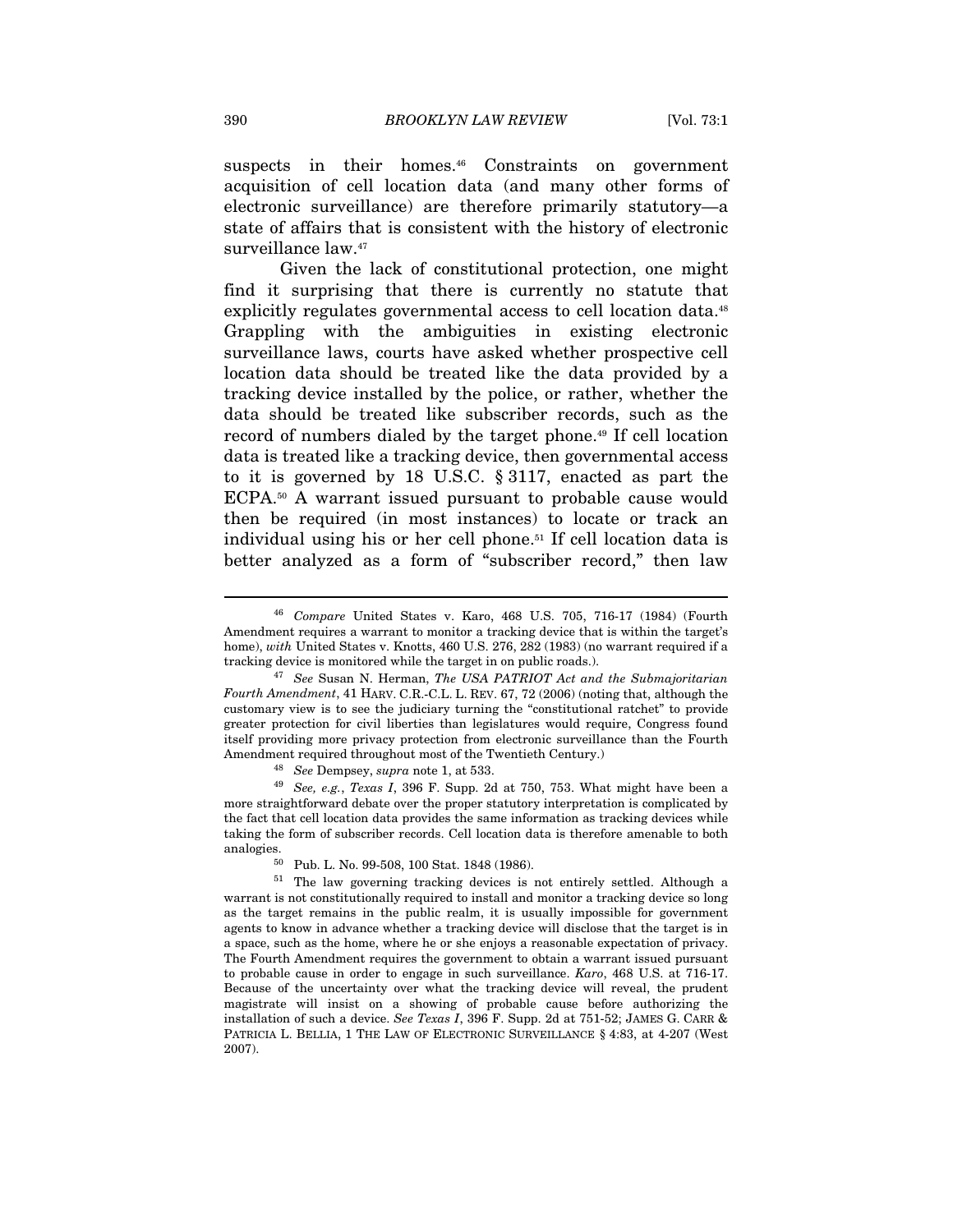suspects in their homes.[46] Constraints on government acquisition of cell location data (and many other forms of electronic surveillance) are therefore primarily statutory—a state of affairs that is consistent with the history of electronic surveillance law.[47]

Given the lack of constitutional protection, one might find it surprising that there is currently no statute that explicitly regulates governmental access to cell location data.[48] Grappling with the ambiguities in existing electronic surveillance laws, courts have asked whether prospective cell location data should be treated like the data provided by a tracking device installed by the police, or rather, whether the data should be treated like subscriber records, such as the record of numbers dialed by the target phone.[49] If cell location data is treated like a tracking device, then governmental access to it is governed by 18 U.S.C. § 3117, enacted as part the ECPA.[50] A warrant issued pursuant to probable cause would then be required (in most instances) to locate or track an individual using his or her cell phone.[51] If cell location data is better analyzed as a form of "subscriber record," then law

---

[46] *Compare* United States v. Karo, 468 U.S. 705, 716-17 (1984) (Fourth Amendment requires a warrant to monitor a tracking device that is within the target's home), *with* United States v. Knotts, 460 U.S. 276, 282 (1983) (no warrant required if a tracking device is monitored while the target in on public roads.).

[47] *See* Susan N. Herman, *The USA PATRIOT Act and the Submajoritarian Fourth Amendment*, 41 HARV. C.R.-C.L. L. REV. 67, 72 (2006) (noting that, although the customary view is to see the judiciary turning the "constitutional ratchet" to provide greater protection for civil liberties than legislatures would require, Congress found itself providing more privacy protection from electronic surveillance than the Fourth Amendment required throughout most of the Twentieth Century.)

[48] *See* Dempsey, *supra* note 1, at 533.

[49] *See, e.g.*, *Texas I*, 396 F. Supp. 2d at 750, 753. What might have been a more straightforward debate over the proper statutory interpretation is complicated by the fact that cell location data provides the same information as tracking devices while taking the form of subscriber records. Cell location data is therefore amenable to both analogies.

[50] Pub. L. No. 99-508, 100 Stat. 1848 (1986).

[51] The law governing tracking devices is not entirely settled. Although a warrant is not constitutionally required to install and monitor a tracking device so long as the target remains in the public realm, it is usually impossible for government agents to know in advance whether a tracking device will disclose that the target is in a space, such as the home, where he or she enjoys a reasonable expectation of privacy. The Fourth Amendment requires the government to obtain a warrant issued pursuant to probable cause in order to engage in such surveillance. *Karo*, 468 U.S. at 716-17. Because of the uncertainty over what the tracking device will reveal, the prudent magistrate will insist on a showing of probable cause before authorizing the installation of such a device. *See Texas I*, 396 F. Supp. 2d at 751-52; JAMES G. CARR & PATRICIA L. BELLIA, 1 THE LAW OF ELECTRONIC SURVEILLANCE § 4:83, at 4-207 (West 2007).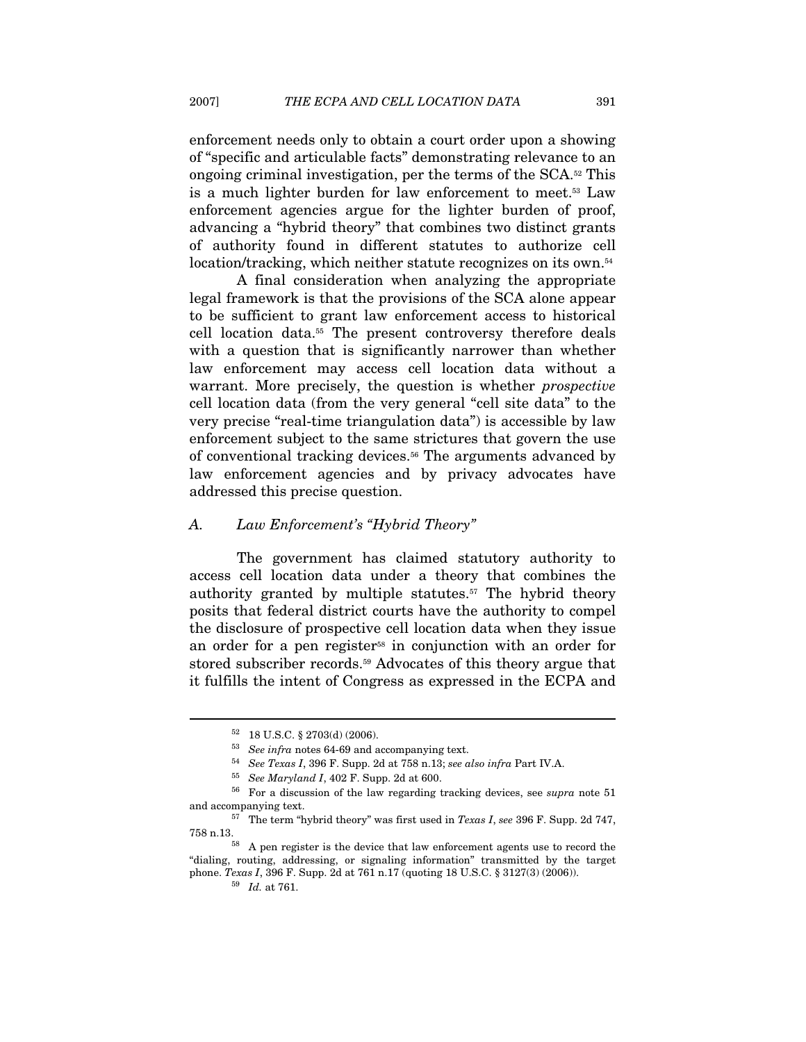enforcement needs only to obtain a court order upon a showing of "specific and articulable facts" demonstrating relevance to an ongoing criminal investigation, per the terms of the SCA.[52] This is a much lighter burden for law enforcement to meet.[53] Law enforcement agencies argue for the lighter burden of proof, advancing a "hybrid theory" that combines two distinct grants of authority found in different statutes to authorize cell location/tracking, which neither statute recognizes on its own.[54]

A final consideration when analyzing the appropriate legal framework is that the provisions of the SCA alone appear to be sufficient to grant law enforcement access to historical cell location data.[55] The present controversy therefore deals with a question that is significantly narrower than whether law enforcement may access cell location data without a warrant. More precisely, the question is whether *prospective* cell location data (from the very general "cell site data" to the very precise "real-time triangulation data") is accessible by law enforcement subject to the same strictures that govern the use of conventional tracking devices.[56] The arguments advanced by law enforcement agencies and by privacy advocates have addressed this precise question.

### A. Law Enforcement's "Hybrid Theory"

The government has claimed statutory authority to access cell location data under a theory that combines the authority granted by multiple statutes.[57] The hybrid theory posits that federal district courts have the authority to compel the disclosure of prospective cell location data when they issue an order for a pen register[58] in conjunction with an order for stored subscriber records.[59] Advocates of this theory argue that it fulfills the intent of Congress as expressed in the ECPA and

---

[52] 18 U.S.C. § 2703(d) (2006).

[53] *See infra* notes 64-69 and accompanying text.

[54] *See Texas I*, 396 F. Supp. 2d at 758 n.13; *see also infra* Part IV.A.

[55] *See Maryland I*, 402 F. Supp. 2d at 600.

[56] For a discussion of the law regarding tracking devices, see *supra* note 51 and accompanying text.

[57] The term "hybrid theory" was first used in *Texas I*, *see* 396 F. Supp. 2d 747, 758 n.13.

[58] A pen register is the device that law enforcement agents use to record the "dialing, routing, addressing, or signaling information" transmitted by the target phone. *Texas I*, 396 F. Supp. 2d at 761 n.17 (quoting 18 U.S.C. § 3127(3) (2006)).

[59] *Id.* at 761.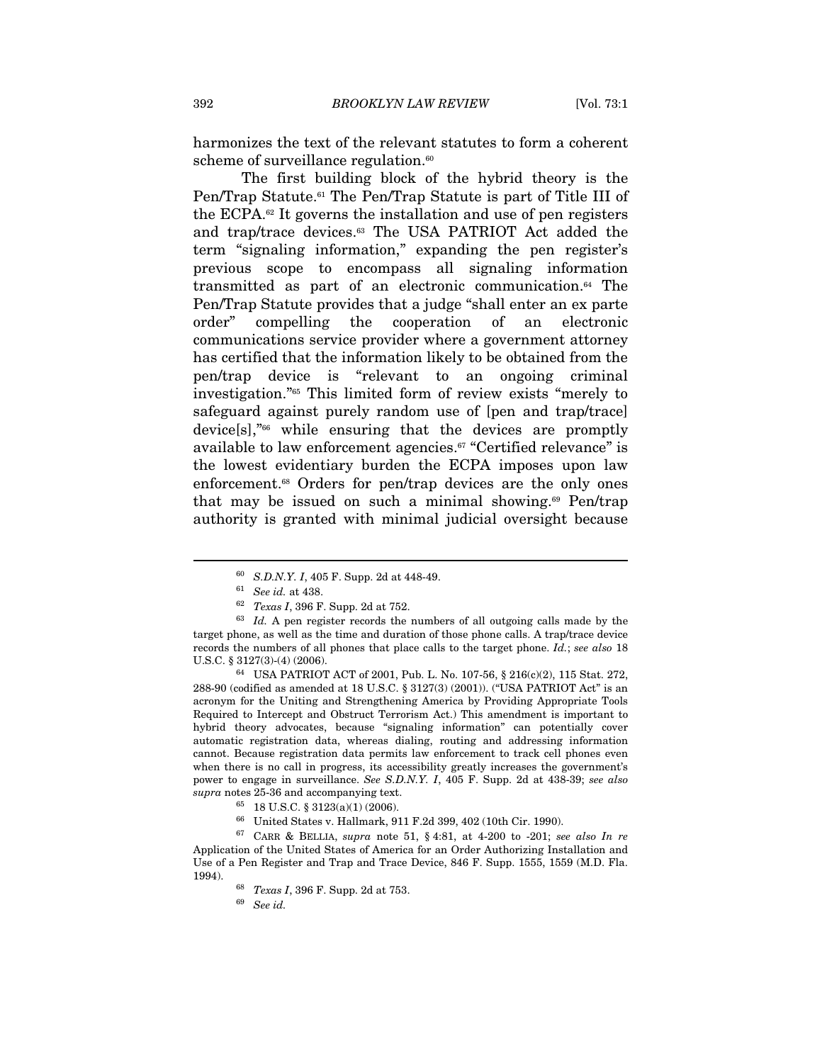harmonizes the text of the relevant statutes to form a coherent scheme of surveillance regulation.[60]

The first building block of the hybrid theory is the Pen/Trap Statute.[61] The Pen/Trap Statute is part of Title III of the ECPA.[62] It governs the installation and use of pen registers and trap/trace devices.[63] The USA PATRIOT Act added the term "signaling information," expanding the pen register's previous scope to encompass all signaling information transmitted as part of an electronic communication.[64] The Pen/Trap Statute provides that a judge "shall enter an ex parte order" compelling the cooperation of an electronic communications service provider where a government attorney has certified that the information likely to be obtained from the pen/trap device is "relevant to an ongoing criminal investigation."[65] This limited form of review exists "merely to safeguard against purely random use of [pen and trap/trace] device[s],"[66] while ensuring that the devices are promptly available to law enforcement agencies.[67] "Certified relevance" is the lowest evidentiary burden the ECPA imposes upon law enforcement.[68] Orders for pen/trap devices are the only ones that may be issued on such a minimal showing.[69] Pen/trap authority is granted with minimal judicial oversight because

---

[60] *S.D.N.Y. I*, 405 F. Supp. 2d at 448-49.

[61] *See id.* at 438.

[62] *Texas I*, 396 F. Supp. 2d at 752.

[63] *Id.* A pen register records the numbers of all outgoing calls made by the target phone, as well as the time and duration of those phone calls. A trap/trace device records the numbers of all phones that place calls to the target phone. *Id.*; *see also* 18 U.S.C. § 3127(3)-(4) (2006).

[64] USA PATRIOT ACT of 2001, Pub. L. No. 107-56, § 216(c)(2), 115 Stat. 272, 288-90 (codified as amended at 18 U.S.C. § 3127(3) (2001)). ("USA PATRIOT Act" is an acronym for the Uniting and Strengthening America by Providing Appropriate Tools Required to Intercept and Obstruct Terrorism Act.) This amendment is important to hybrid theory advocates, because "signaling information" can potentially cover automatic registration data, whereas dialing, routing and addressing information cannot. Because registration data permits law enforcement to track cell phones even when there is no call in progress, its accessibility greatly increases the government's power to engage in surveillance. *See S.D.N.Y. I*, 405 F. Supp. 2d at 438-39; *see also supra* notes 25-36 and accompanying text.

[65] 18 U.S.C. § 3123(a)(1) (2006).

[66] United States v. Hallmark, 911 F.2d 399, 402 (10th Cir. 1990).

[67] CARR & BELLIA, *supra* note 51, § 4:81, at 4-200 to -201; *see also In re* Application of the United States of America for an Order Authorizing Installation and Use of a Pen Register and Trap and Trace Device, 846 F. Supp. 1555, 1559 (M.D. Fla. 1994).

[68] *Texas I*, 396 F. Supp. 2d at 753.

[69] *See id.*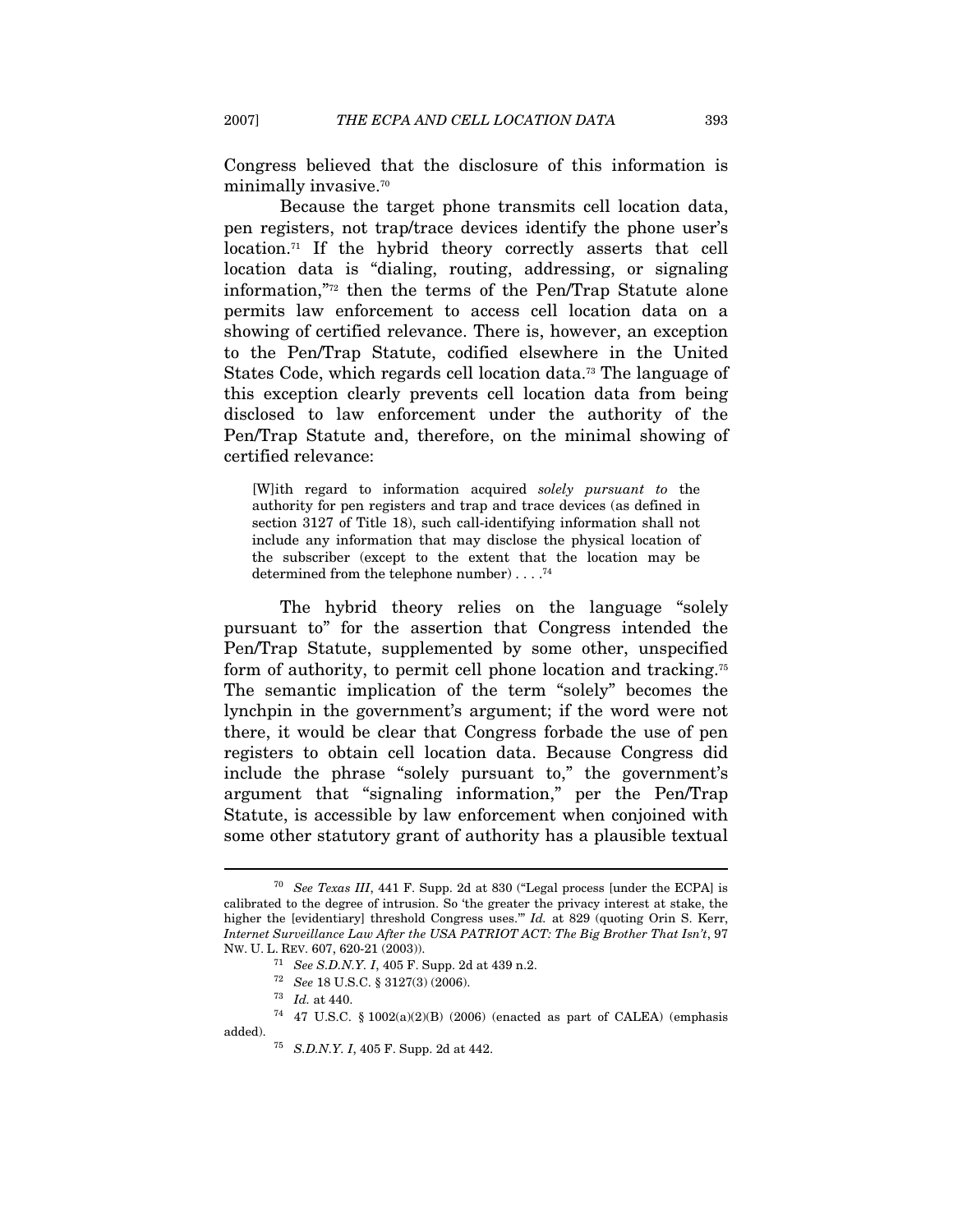Congress believed that the disclosure of this information is minimally invasive.[70]

Because the target phone transmits cell location data, pen registers, not trap/trace devices identify the phone user's location.[71] If the hybrid theory correctly asserts that cell location data is "dialing, routing, addressing, or signaling information,"[72] then the terms of the Pen/Trap Statute alone permits law enforcement to access cell location data on a showing of certified relevance. There is, however, an exception to the Pen/Trap Statute, codified elsewhere in the United States Code, which regards cell location data.[73] The language of this exception clearly prevents cell location data from being disclosed to law enforcement under the authority of the Pen/Trap Statute and, therefore, on the minimal showing of certified relevance:

> [W]ith regard to information acquired *solely pursuant to* the authority for pen registers and trap and trace devices (as defined in section 3127 of Title 18), such call-identifying information shall not include any information that may disclose the physical location of the subscriber (except to the extent that the location may be determined from the telephone number) . . . .[74]

The hybrid theory relies on the language "solely pursuant to" for the assertion that Congress intended the Pen/Trap Statute, supplemented by some other, unspecified form of authority, to permit cell phone location and tracking.[75] The semantic implication of the term "solely" becomes the lynchpin in the government's argument; if the word were not there, it would be clear that Congress forbade the use of pen registers to obtain cell location data. Because Congress did include the phrase "solely pursuant to," the government's argument that "signaling information," per the Pen/Trap Statute, is accessible by law enforcement when conjoined with some other statutory grant of authority has a plausible textual

---

[70] *See Texas III*, 441 F. Supp. 2d at 830 ("Legal process [under the ECPA] is calibrated to the degree of intrusion. So 'the greater the privacy interest at stake, the higher the [evidentiary] threshold Congress uses.'" *Id.* at 829 (quoting Orin S. Kerr, *Internet Surveillance Law After the USA PATRIOT ACT: The Big Brother That Isn't*, 97 NW. U. L. REV. 607, 620-21 (2003)).

[71] *See S.D.N.Y. I*, 405 F. Supp. 2d at 439 n.2.

[72] *See* 18 U.S.C. § 3127(3) (2006).

[73] *Id.* at 440.

[74] 47 U.S.C. § 1002(a)(2)(B) (2006) (enacted as part of CALEA) (emphasis added).

[75] *S.D.N.Y. I*, 405 F. Supp. 2d at 442.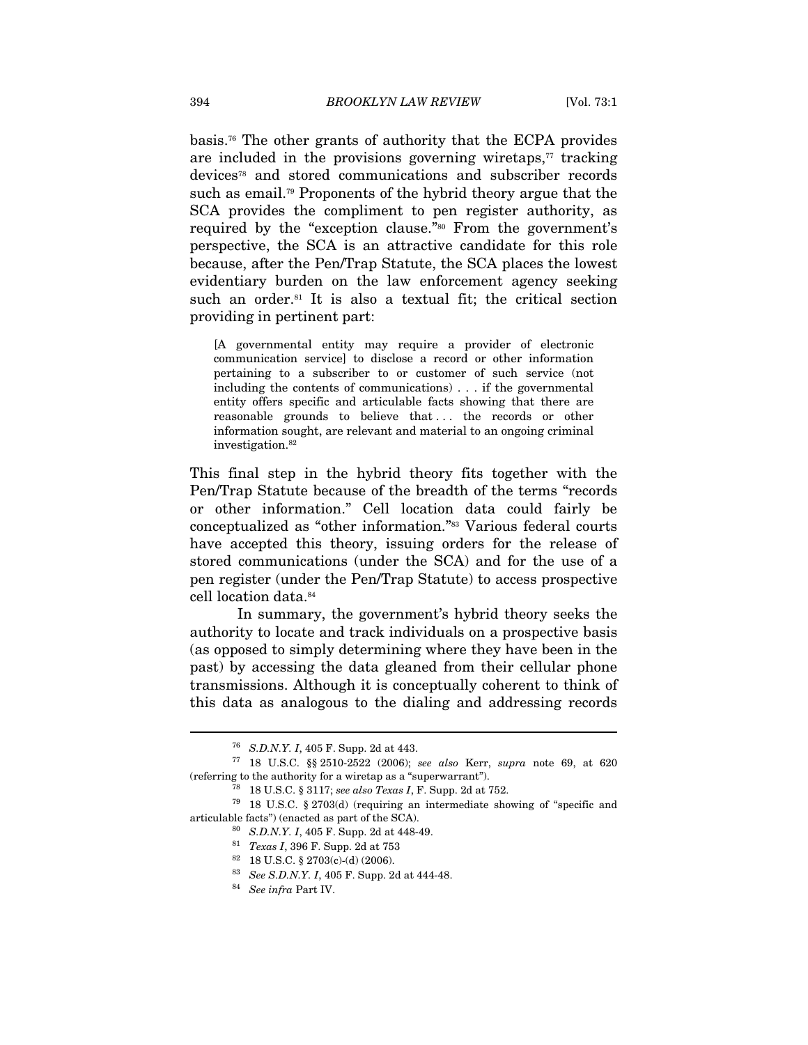basis.[76] The other grants of authority that the ECPA provides are included in the provisions governing wiretaps,[77] tracking devices[78] and stored communications and subscriber records such as email.[79] Proponents of the hybrid theory argue that the SCA provides the compliment to pen register authority, as required by the "exception clause."[80] From the government's perspective, the SCA is an attractive candidate for this role because, after the Pen/Trap Statute, the SCA places the lowest evidentiary burden on the law enforcement agency seeking such an order.[81] It is also a textual fit; the critical section providing in pertinent part:

> [A governmental entity may require a provider of electronic communication service] to disclose a record or other information pertaining to a subscriber to or customer of such service (not including the contents of communications) . . . if the governmental entity offers specific and articulable facts showing that there are reasonable grounds to believe that . . . the records or other information sought, are relevant and material to an ongoing criminal investigation.[82]

This final step in the hybrid theory fits together with the Pen/Trap Statute because of the breadth of the terms "records or other information." Cell location data could fairly be conceptualized as "other information."[83] Various federal courts have accepted this theory, issuing orders for the release of stored communications (under the SCA) and for the use of a pen register (under the Pen/Trap Statute) to access prospective cell location data.[84]

In summary, the government's hybrid theory seeks the authority to locate and track individuals on a prospective basis (as opposed to simply determining where they have been in the past) by accessing the data gleaned from their cellular phone transmissions. Although it is conceptually coherent to think of this data as analogous to the dialing and addressing records

---

[76] *S.D.N.Y. I*, 405 F. Supp. 2d at 443.

[77] 18 U.S.C. §§ 2510-2522 (2006); *see also* Kerr, *supra* note 69, at 620 (referring to the authority for a wiretap as a "superwarrant").

[78] 18 U.S.C. § 3117; *see also Texas I*, F. Supp. 2d at 752.

[79] 18 U.S.C. § 2703(d) (requiring an intermediate showing of "specific and articulable facts") (enacted as part of the SCA).

[80] *S.D.N.Y. I*, 405 F. Supp. 2d at 448-49.

[81] *Texas I*, 396 F. Supp. 2d at 753

[82] 18 U.S.C. § 2703(c)-(d) (2006).

[83] *See S.D.N.Y. I*, 405 F. Supp. 2d at 444-48.

[84] *See infra* Part IV.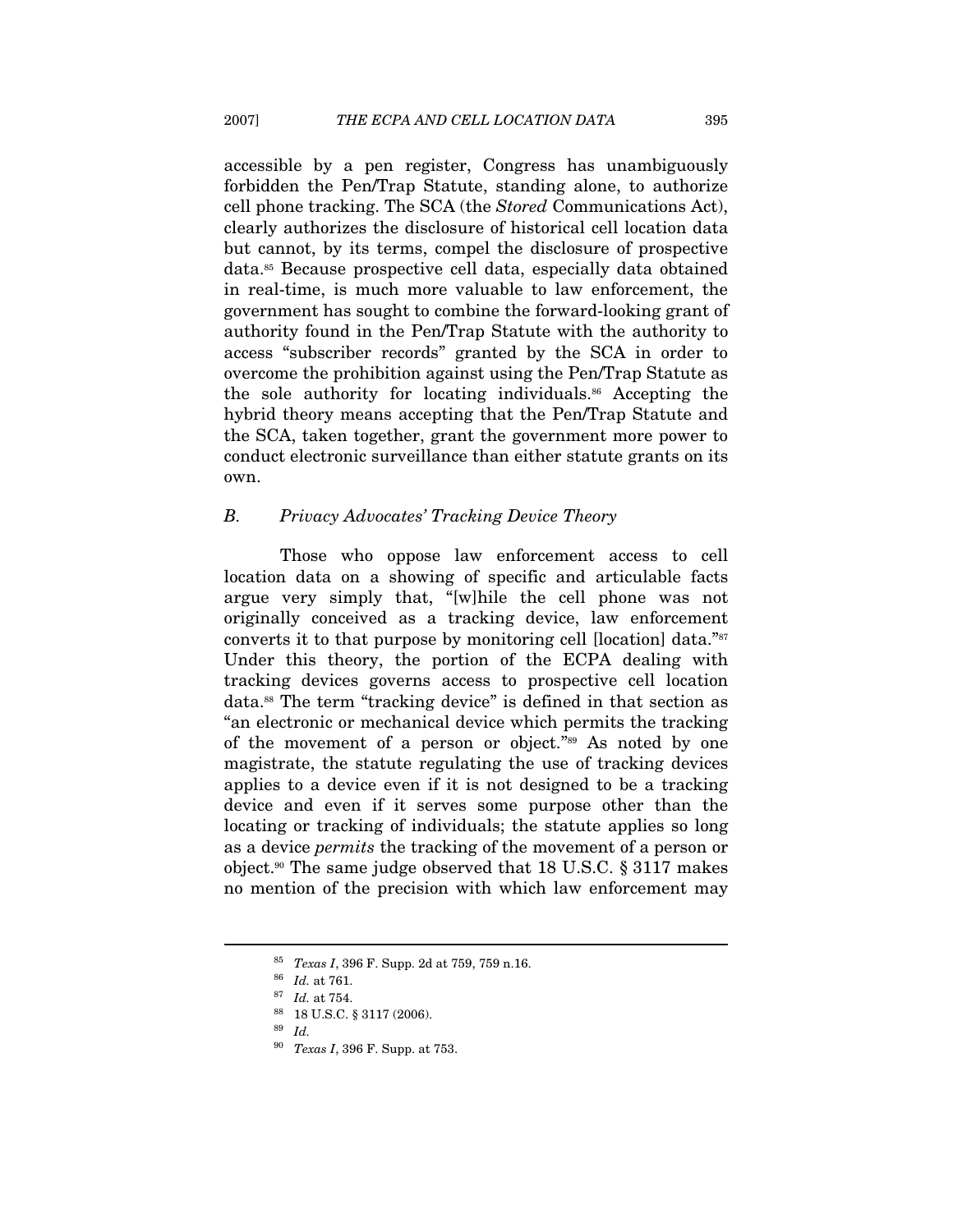accessible by a pen register, Congress has unambiguously forbidden the Pen/Trap Statute, standing alone, to authorize cell phone tracking. The SCA (the *Stored* Communications Act), clearly authorizes the disclosure of historical cell location data but cannot, by its terms, compel the disclosure of prospective data.[85] Because prospective cell data, especially data obtained in real-time, is much more valuable to law enforcement, the government has sought to combine the forward-looking grant of authority found in the Pen/Trap Statute with the authority to access "subscriber records" granted by the SCA in order to overcome the prohibition against using the Pen/Trap Statute as the sole authority for locating individuals.[86] Accepting the hybrid theory means accepting that the Pen/Trap Statute and the SCA, taken together, grant the government more power to conduct electronic surveillance than either statute grants on its own.

### B. *Privacy Advocates' Tracking Device Theory*

Those who oppose law enforcement access to cell location data on a showing of specific and articulable facts argue very simply that, "[w]hile the cell phone was not originally conceived as a tracking device, law enforcement converts it to that purpose by monitoring cell [location] data."[87] Under this theory, the portion of the ECPA dealing with tracking devices governs access to prospective cell location data.[88] The term "tracking device" is defined in that section as "an electronic or mechanical device which permits the tracking of the movement of a person or object."[89] As noted by one magistrate, the statute regulating the use of tracking devices applies to a device even if it is not designed to be a tracking device and even if it serves some purpose other than the locating or tracking of individuals; the statute applies so long as a device *permits* the tracking of the movement of a person or object.[90] The same judge observed that 18 U.S.C. § 3117 makes no mention of the precision with which law enforcement may

---

[85] *Texas I*, 396 F. Supp. 2d at 759, 759 n.16.

[86] *Id.* at 761.

[87] *Id.* at 754.

[88] 18 U.S.C. § 3117 (2006).

[89] *Id.*

[90] *Texas I*, 396 F. Supp. at 753.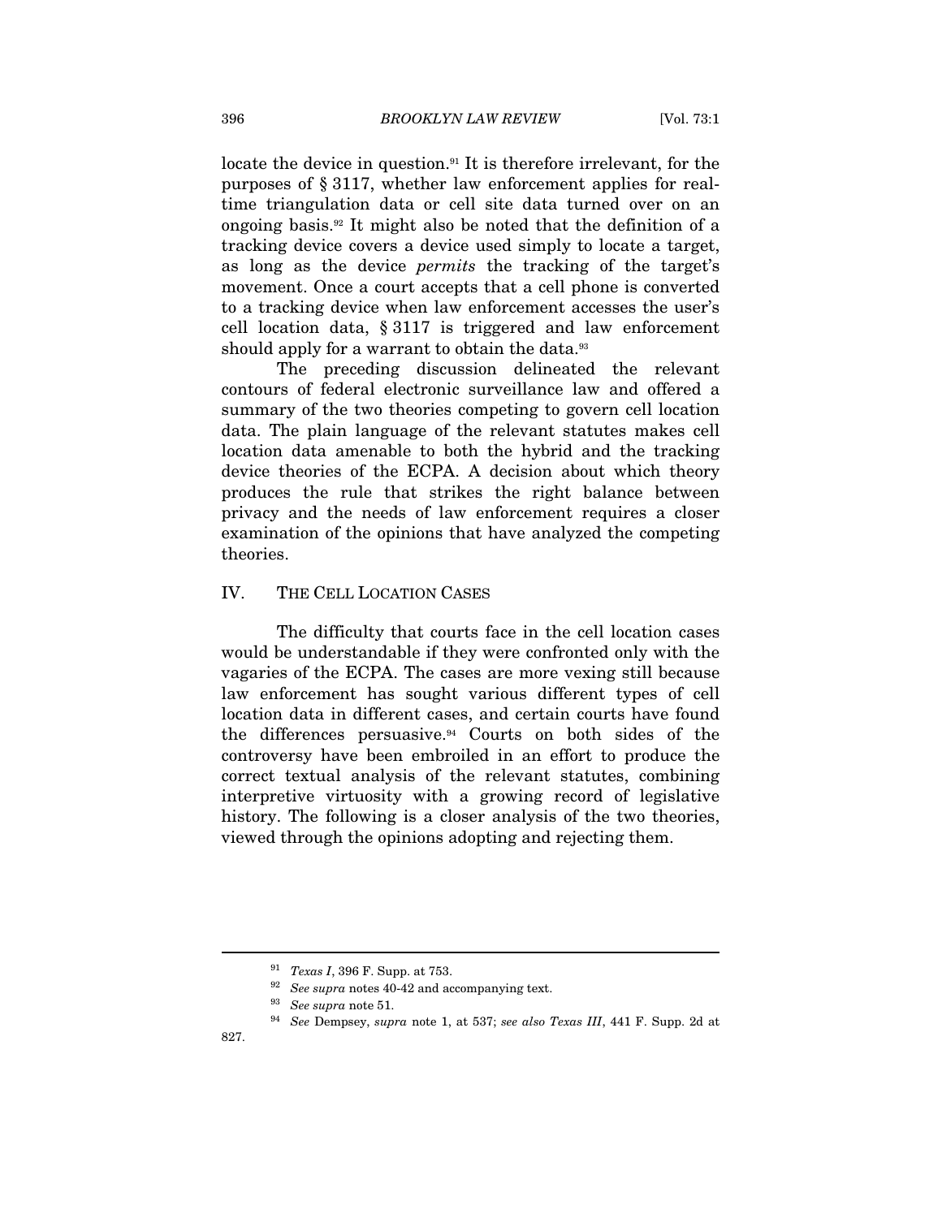locate the device in question.[91] It is therefore irrelevant, for the purposes of § 3117, whether law enforcement applies for real-time triangulation data or cell site data turned over on an ongoing basis.[92] It might also be noted that the definition of a tracking device covers a device used simply to locate a target, as long as the device *permits* the tracking of the target's movement. Once a court accepts that a cell phone is converted to a tracking device when law enforcement accesses the user's cell location data, § 3117 is triggered and law enforcement should apply for a warrant to obtain the data.[93]

The preceding discussion delineated the relevant contours of federal electronic surveillance law and offered a summary of the two theories competing to govern cell location data. The plain language of the relevant statutes makes cell location data amenable to both the hybrid and the tracking device theories of the ECPA. A decision about which theory produces the rule that strikes the right balance between privacy and the needs of law enforcement requires a closer examination of the opinions that have analyzed the competing theories.

## IV. THE CELL LOCATION CASES

The difficulty that courts face in the cell location cases would be understandable if they were confronted only with the vagaries of the ECPA. The cases are more vexing still because law enforcement has sought various different types of cell location data in different cases, and certain courts have found the differences persuasive.[94] Courts on both sides of the controversy have been embroiled in an effort to produce the correct textual analysis of the relevant statutes, combining interpretive virtuosity with a growing record of legislative history. The following is a closer analysis of the two theories, viewed through the opinions adopting and rejecting them.

---

[91] *Texas I*, 396 F. Supp. at 753.

[92] *See supra* notes 40-42 and accompanying text.

[93] *See supra* note 51.

[94] *See* Dempsey, *supra* note 1, at 537; *see also Texas III*, 441 F. Supp. 2d at 827.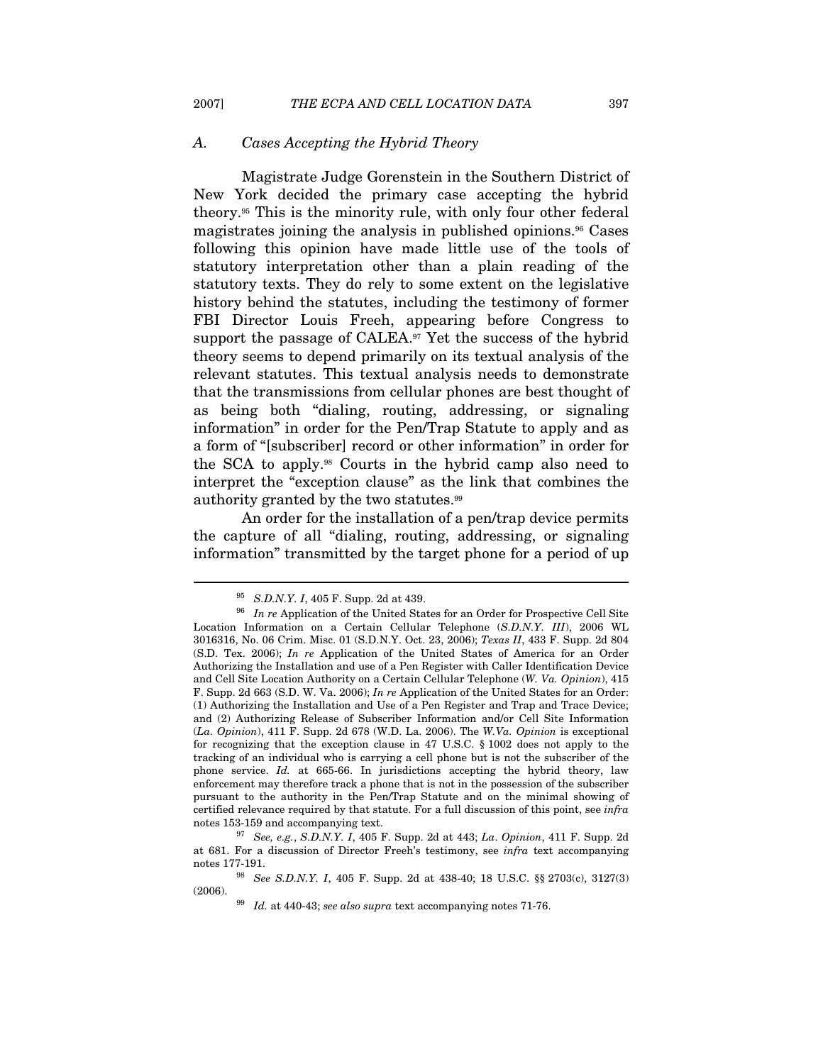### A. *Cases Accepting the Hybrid Theory*

Magistrate Judge Gorenstein in the Southern District of New York decided the primary case accepting the hybrid theory.[95] This is the minority rule, with only four other federal magistrates joining the analysis in published opinions.[96] Cases following this opinion have made little use of the tools of statutory interpretation other than a plain reading of the statutory texts. They do rely to some extent on the legislative history behind the statutes, including the testimony of former FBI Director Louis Freeh, appearing before Congress to support the passage of CALEA.[97] Yet the success of the hybrid theory seems to depend primarily on its textual analysis of the relevant statutes. This textual analysis needs to demonstrate that the transmissions from cellular phones are best thought of as being both "dialing, routing, addressing, or signaling information" in order for the Pen/Trap Statute to apply and as a form of "[subscriber] record or other information" in order for the SCA to apply.[98] Courts in the hybrid camp also need to interpret the "exception clause" as the link that combines the authority granted by the two statutes.[99]

An order for the installation of a pen/trap device permits the capture of all "dialing, routing, addressing, or signaling information" transmitted by the target phone for a period of up

---

[95] *S.D.N.Y. I*, 405 F. Supp. 2d at 439.

[96] *In re* Application of the United States for an Order for Prospective Cell Site Location Information on a Certain Cellular Telephone (*S.D.N.Y. III*), 2006 WL 3016316, No. 06 Crim. Misc. 01 (S.D.N.Y. Oct. 23, 2006); *Texas II*, 433 F. Supp. 2d 804 (S.D. Tex. 2006); *In re* Application of the United States of America for an Order Authorizing the Installation and use of a Pen Register with Caller Identification Device and Cell Site Location Authority on a Certain Cellular Telephone (*W. Va. Opinion*), 415 F. Supp. 2d 663 (S.D. W. Va. 2006); *In re* Application of the United States for an Order: (1) Authorizing the Installation and Use of a Pen Register and Trap and Trace Device; and (2) Authorizing Release of Subscriber Information and/or Cell Site Information (*La. Opinion*), 411 F. Supp. 2d 678 (W.D. La. 2006). The *W.Va. Opinion* is exceptional for recognizing that the exception clause in 47 U.S.C. § 1002 does not apply to the tracking of an individual who is carrying a cell phone but is not the subscriber of the phone service. *Id.* at 665-66. In jurisdictions accepting the hybrid theory, law enforcement may therefore track a phone that is not in the possession of the subscriber pursuant to the authority in the Pen/Trap Statute and on the minimal showing of certified relevance required by that statute. For a full discussion of this point, see *infra* notes 153-159 and accompanying text.

[97] *See, e.g.*, *S.D.N.Y. I*, 405 F. Supp. 2d at 443; *La. Opinion*, 411 F. Supp. 2d at 681. For a discussion of Director Freeh's testimony, see *infra* text accompanying notes 177-191.

[98] *See S.D.N.Y. I*, 405 F. Supp. 2d at 438-40; 18 U.S.C. §§ 2703(c), 3127(3) (2006).

[99] *Id.* at 440-43; *see also supra* text accompanying notes 71-76.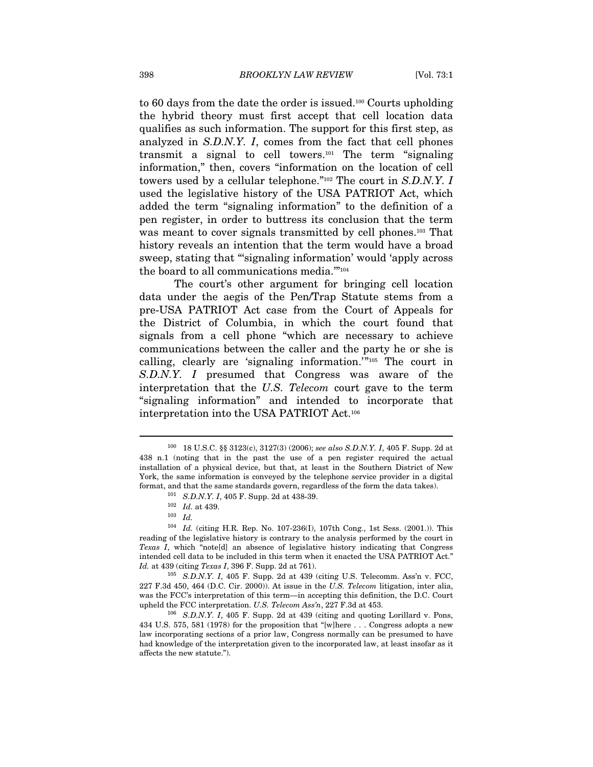to 60 days from the date the order is issued.[100] Courts upholding the hybrid theory must first accept that cell location data qualifies as such information. The support for this first step, as analyzed in *S.D.N.Y. I*, comes from the fact that cell phones transmit a signal to cell towers.[101] The term "signaling information," then, covers "information on the location of cell towers used by a cellular telephone."[102] The court in *S.D.N.Y. I* used the legislative history of the USA PATRIOT Act, which added the term "signaling information" to the definition of a pen register, in order to buttress its conclusion that the term was meant to cover signals transmitted by cell phones.[103] That history reveals an intention that the term would have a broad sweep, stating that "'signaling information' would 'apply across the board to all communications media.'"[104]

The court's other argument for bringing cell location data under the aegis of the Pen/Trap Statute stems from a pre-USA PATRIOT Act case from the Court of Appeals for the District of Columbia, in which the court found that signals from a cell phone "which are necessary to achieve communications between the caller and the party he or she is calling, clearly are 'signaling information.'"[105] The court in *S.D.N.Y. I* presumed that Congress was aware of the interpretation that the *U.S. Telecom* court gave to the term "signaling information" and intended to incorporate that interpretation into the USA PATRIOT Act.[106]

---

[100] 18 U.S.C. §§ 3123(c), 3127(3) (2006); *see also S.D.N.Y. I*, 405 F. Supp. 2d at 438 n.1 (noting that in the past the use of a pen register required the actual installation of a physical device, but that, at least in the Southern District of New York, the same information is conveyed by the telephone service provider in a digital format, and that the same standards govern, regardless of the form the data takes).

[101] *S.D.N.Y. I*, 405 F. Supp. 2d at 438-39.

[102] *Id.* at 439.

[103] *Id.*

[104] *Id.* (citing H.R. Rep. No. 107-236(I), 107th Cong., 1st Sess. (2001.)). This reading of the legislative history is contrary to the analysis performed by the court in *Texas I*, which "note[d] an absence of legislative history indicating that Congress intended cell data to be included in this term when it enacted the USA PATRIOT Act." *Id.* at 439 (citing *Texas I*, 396 F. Supp. 2d at 761).

[105] *S.D.N.Y. I*, 405 F. Supp. 2d at 439 (citing U.S. Telecomm. Ass'n v. FCC, 227 F.3d 450, 464 (D.C. Cir. 2000)). At issue in the *U.S. Telecom* litigation, inter alia, was the FCC's interpretation of this term—in accepting this definition, the D.C. Court upheld the FCC interpretation. *U.S. Telecom Ass'n*, 227 F.3d at 453.

[106] *S.D.N.Y. I*, 405 F. Supp. 2d at 439 (citing and quoting Lorillard v. Pons, 434 U.S. 575, 581 (1978) for the proposition that "[w]here . . . Congress adopts a new law incorporating sections of a prior law, Congress normally can be presumed to have had knowledge of the interpretation given to the incorporated law, at least insofar as it affects the new statute.").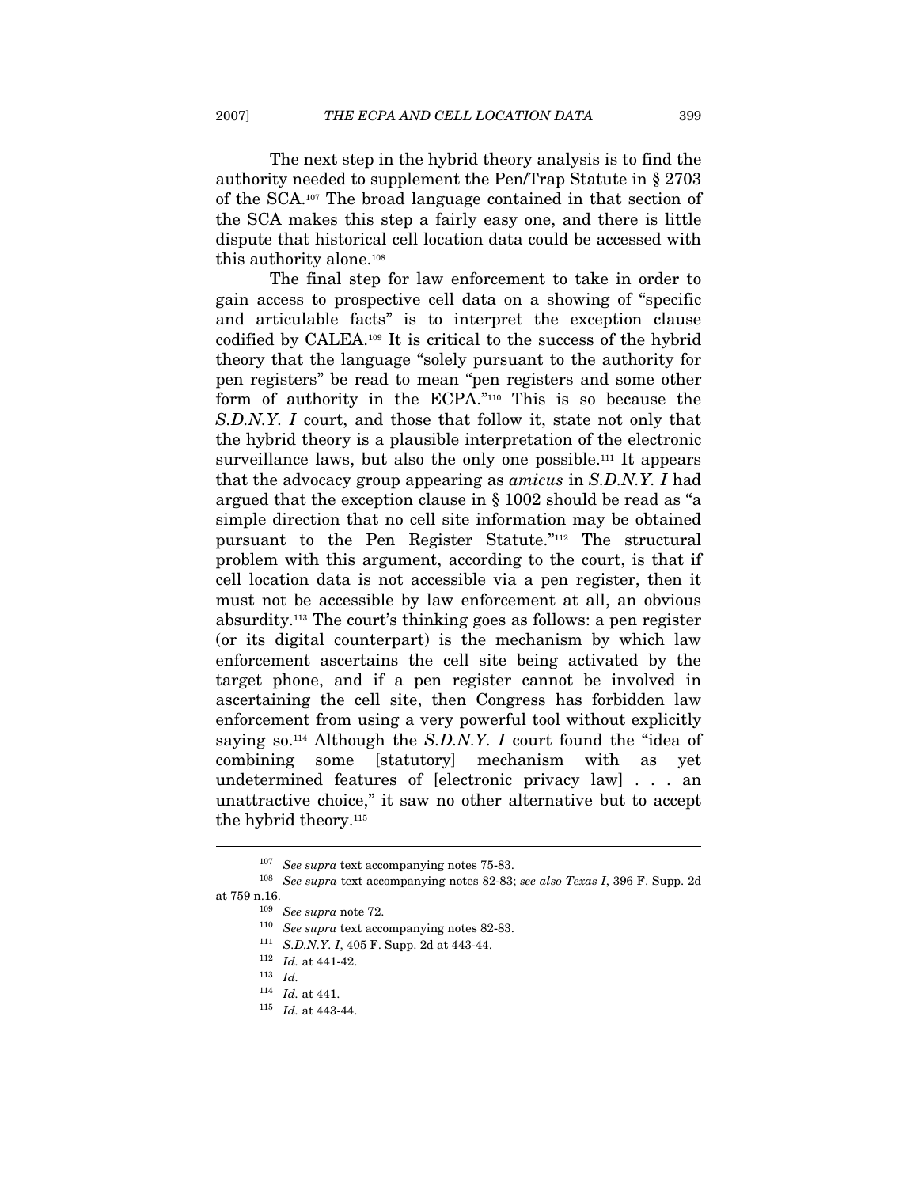The next step in the hybrid theory analysis is to find the authority needed to supplement the Pen/Trap Statute in § 2703 of the SCA.[107] The broad language contained in that section of the SCA makes this step a fairly easy one, and there is little dispute that historical cell location data could be accessed with this authority alone.[108]

The final step for law enforcement to take in order to gain access to prospective cell data on a showing of "specific and articulable facts" is to interpret the exception clause codified by CALEA.[109] It is critical to the success of the hybrid theory that the language "solely pursuant to the authority for pen registers" be read to mean "pen registers and some other form of authority in the ECPA."[110] This is so because the *S.D.N.Y. I* court, and those that follow it, state not only that the hybrid theory is a plausible interpretation of the electronic surveillance laws, but also the only one possible.[111] It appears that the advocacy group appearing as *amicus* in *S.D.N.Y. I* had argued that the exception clause in § 1002 should be read as "a simple direction that no cell site information may be obtained pursuant to the Pen Register Statute."[112] The structural problem with this argument, according to the court, is that if cell location data is not accessible via a pen register, then it must not be accessible by law enforcement at all, an obvious absurdity.[113] The court's thinking goes as follows: a pen register (or its digital counterpart) is the mechanism by which law enforcement ascertains the cell site being activated by the target phone, and if a pen register cannot be involved in ascertaining the cell site, then Congress has forbidden law enforcement from using a very powerful tool without explicitly saying so.[114] Although the *S.D.N.Y. I* court found the "idea of combining some [statutory] mechanism with as yet undetermined features of [electronic privacy law] . . . an unattractive choice," it saw no other alternative but to accept the hybrid theory.[115]

---

[107] *See supra* text accompanying notes 75-83.

[108] *See supra* text accompanying notes 82-83; *see also Texas I*, 396 F. Supp. 2d at 759 n.16.

[109] *See supra* note 72.

[110] *See supra* text accompanying notes 82-83.

[111] *S.D.N.Y. I*, 405 F. Supp. 2d at 443-44.

[112] *Id.* at 441-42.

[113] *Id.*

[114] *Id.* at 441.

[115] *Id.* at 443-44.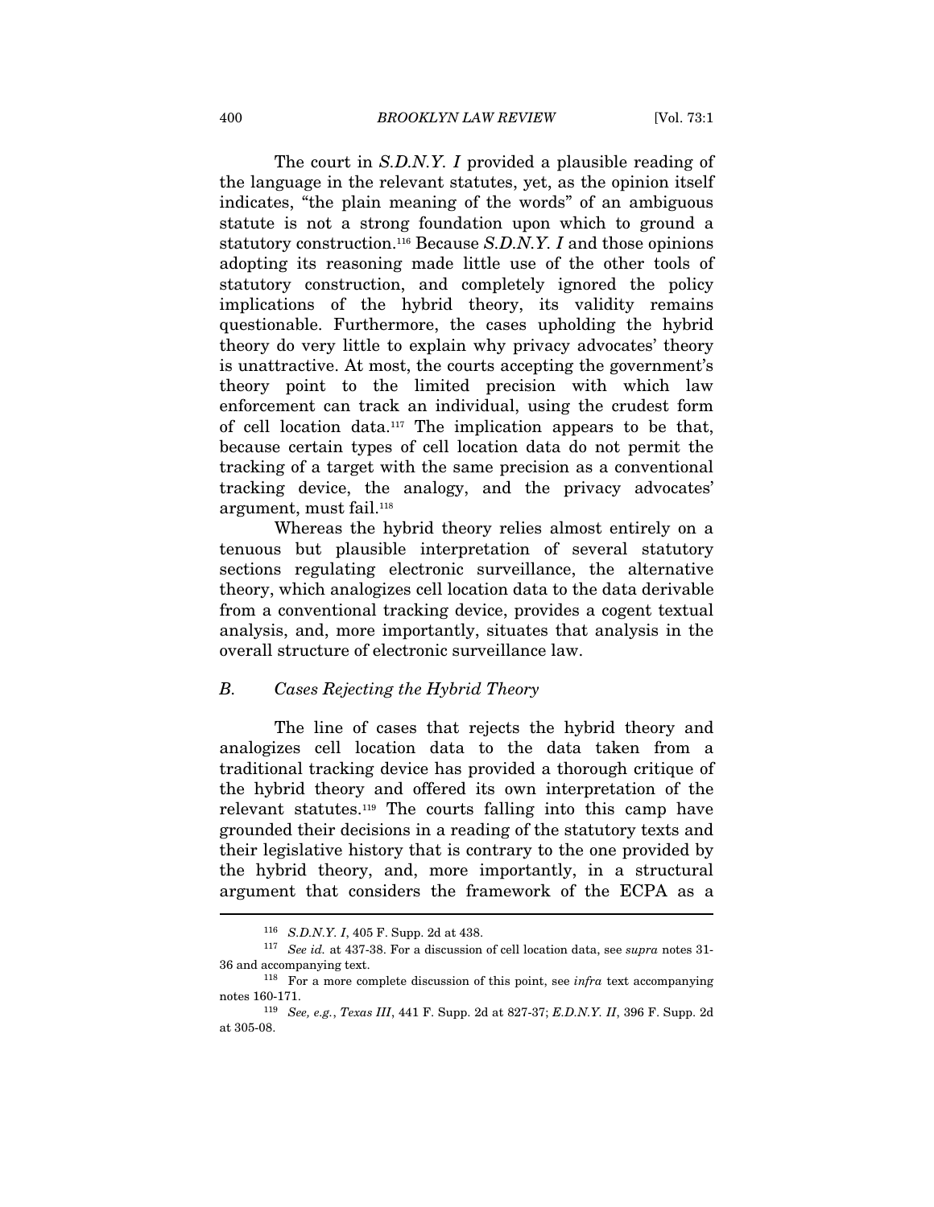The court in *S.D.N.Y. I* provided a plausible reading of the language in the relevant statutes, yet, as the opinion itself indicates, "the plain meaning of the words" of an ambiguous statute is not a strong foundation upon which to ground a statutory construction.[116] Because *S.D.N.Y. I* and those opinions adopting its reasoning made little use of the other tools of statutory construction, and completely ignored the policy implications of the hybrid theory, its validity remains questionable. Furthermore, the cases upholding the hybrid theory do very little to explain why privacy advocates' theory is unattractive. At most, the courts accepting the government's theory point to the limited precision with which law enforcement can track an individual, using the crudest form of cell location data.[117] The implication appears to be that, because certain types of cell location data do not permit the tracking of a target with the same precision as a conventional tracking device, the analogy, and the privacy advocates' argument, must fail.[118]

Whereas the hybrid theory relies almost entirely on a tenuous but plausible interpretation of several statutory sections regulating electronic surveillance, the alternative theory, which analogizes cell location data to the data derivable from a conventional tracking device, provides a cogent textual analysis, and, more importantly, situates that analysis in the overall structure of electronic surveillance law.

### *B. Cases Rejecting the Hybrid Theory*

The line of cases that rejects the hybrid theory and analogizes cell location data to the data taken from a traditional tracking device has provided a thorough critique of the hybrid theory and offered its own interpretation of the relevant statutes.[119] The courts falling into this camp have grounded their decisions in a reading of the statutory texts and their legislative history that is contrary to the one provided by the hybrid theory, and, more importantly, in a structural argument that considers the framework of the ECPA as a

---

[116] *S.D.N.Y. I*, 405 F. Supp. 2d at 438.

[117] *See id.* at 437-38. For a discussion of cell location data, see *supra* notes 31-36 and accompanying text.

[118] For a more complete discussion of this point, see *infra* text accompanying notes 160-171.

[119] *See, e.g.*, *Texas III*, 441 F. Supp. 2d at 827-37; *E.D.N.Y. II*, 396 F. Supp. 2d at 305-08.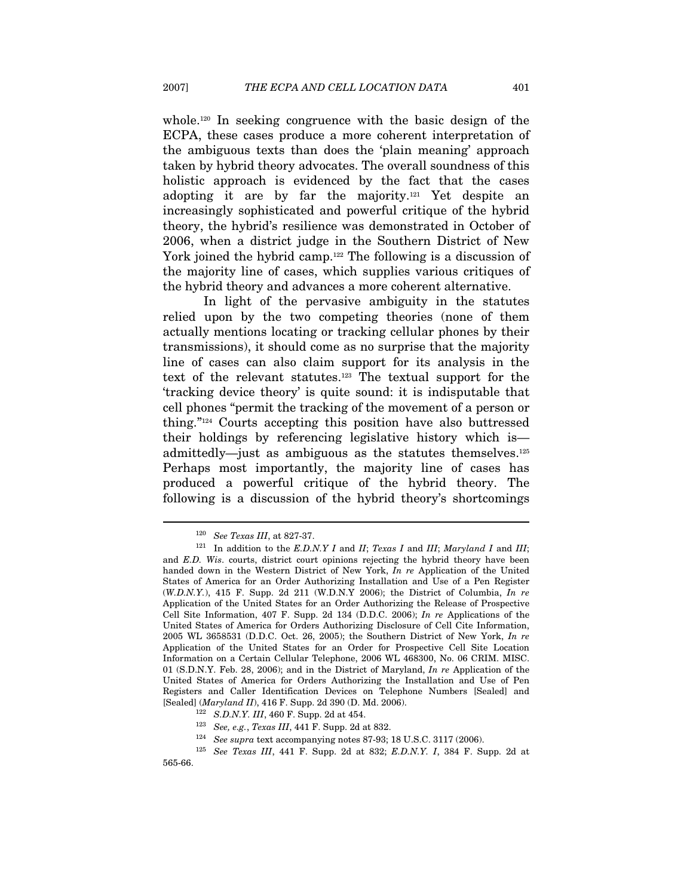whole.[120] In seeking congruence with the basic design of the ECPA, these cases produce a more coherent interpretation of the ambiguous texts than does the 'plain meaning' approach taken by hybrid theory advocates. The overall soundness of this holistic approach is evidenced by the fact that the cases adopting it are by far the majority.[121] Yet despite an increasingly sophisticated and powerful critique of the hybrid theory, the hybrid's resilience was demonstrated in October of 2006, when a district judge in the Southern District of New York joined the hybrid camp.[122] The following is a discussion of the majority line of cases, which supplies various critiques of the hybrid theory and advances a more coherent alternative.

In light of the pervasive ambiguity in the statutes relied upon by the two competing theories (none of them actually mentions locating or tracking cellular phones by their transmissions), it should come as no surprise that the majority line of cases can also claim support for its analysis in the text of the relevant statutes.[123] The textual support for the 'tracking device theory' is quite sound: it is indisputable that cell phones "permit the tracking of the movement of a person or thing."[124] Courts accepting this position have also buttressed their holdings by referencing legislative history which is—admittedly—just as ambiguous as the statutes themselves.[125] Perhaps most importantly, the majority line of cases has produced a powerful critique of the hybrid theory. The following is a discussion of the hybrid theory's shortcomings

---

[120] *See Texas III*, at 827-37.

[121] In addition to the *E.D.N.Y I* and *II*; *Texas I* and *III*; *Maryland I* and *III*; and *E.D. Wis*. courts, district court opinions rejecting the hybrid theory have been handed down in the Western District of New York, *In re* Application of the United States of America for an Order Authorizing Installation and Use of a Pen Register (*W.D.N.Y.*), 415 F. Supp. 2d 211 (W.D.N.Y 2006); the District of Columbia, *In re* Application of the United States for an Order Authorizing the Release of Prospective Cell Site Information, 407 F. Supp. 2d 134 (D.D.C. 2006); *In re* Applications of the United States of America for Orders Authorizing Disclosure of Cell Cite Information, 2005 WL 3658531 (D.D.C. Oct. 26, 2005); the Southern District of New York, *In re* Application of the United States for an Order for Prospective Cell Site Location Information on a Certain Cellular Telephone, 2006 WL 468300, No. 06 CRIM. MISC. 01 (S.D.N.Y. Feb. 28, 2006); and in the District of Maryland, *In re* Application of the United States of America for Orders Authorizing the Installation and Use of Pen Registers and Caller Identification Devices on Telephone Numbers [Sealed] and [Sealed] (*Maryland II*), 416 F. Supp. 2d 390 (D. Md. 2006).

[122] *S.D.N.Y. III*, 460 F. Supp. 2d at 454.

[123] *See, e.g.*, *Texas III*, 441 F. Supp. 2d at 832.

[124] *See supra* text accompanying notes 87-93; 18 U.S.C. 3117 (2006).

[125] *See Texas III*, 441 F. Supp. 2d at 832; *E.D.N.Y. I*, 384 F. Supp. 2d at 565-66.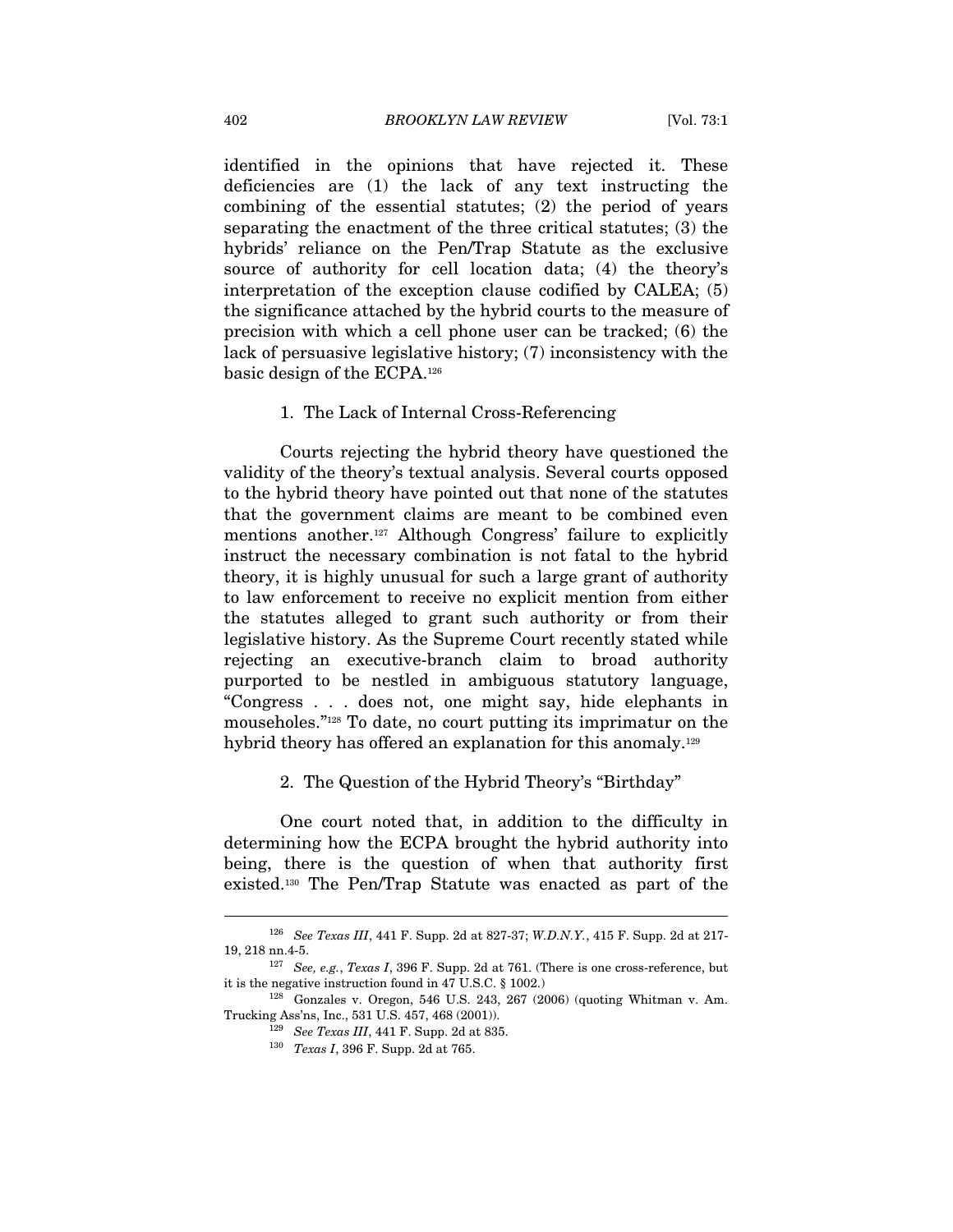identified in the opinions that have rejected it. These deficiencies are (1) the lack of any text instructing the combining of the essential statutes; (2) the period of years separating the enactment of the three critical statutes; (3) the hybrids' reliance on the Pen/Trap Statute as the exclusive source of authority for cell location data; (4) the theory's interpretation of the exception clause codified by CALEA; (5) the significance attached by the hybrid courts to the measure of precision with which a cell phone user can be tracked; (6) the lack of persuasive legislative history; (7) inconsistency with the basic design of the ECPA.[126]

### 1. The Lack of Internal Cross-Referencing

Courts rejecting the hybrid theory have questioned the validity of the theory's textual analysis. Several courts opposed to the hybrid theory have pointed out that none of the statutes that the government claims are meant to be combined even mentions another.[127] Although Congress' failure to explicitly instruct the necessary combination is not fatal to the hybrid theory, it is highly unusual for such a large grant of authority to law enforcement to receive no explicit mention from either the statutes alleged to grant such authority or from their legislative history. As the Supreme Court recently stated while rejecting an executive-branch claim to broad authority purported to be nestled in ambiguous statutory language, "Congress . . . does not, one might say, hide elephants in mouseholes."[128] To date, no court putting its imprimatur on the hybrid theory has offered an explanation for this anomaly.[129]

### 2. The Question of the Hybrid Theory's "Birthday"

One court noted that, in addition to the difficulty in determining how the ECPA brought the hybrid authority into being, there is the question of when that authority first existed.[130] The Pen/Trap Statute was enacted as part of the

---

[126] *See Texas III*, 441 F. Supp. 2d at 827-37; *W.D.N.Y.*, 415 F. Supp. 2d at 217-19, 218 nn.4-5.

[127] *See, e.g.*, *Texas I*, 396 F. Supp. 2d at 761. (There is one cross-reference, but it is the negative instruction found in 47 U.S.C. § 1002.)

[128] Gonzales v. Oregon, 546 U.S. 243, 267 (2006) (quoting Whitman v. Am. Trucking Ass'ns, Inc., 531 U.S. 457, 468 (2001)).

[129] *See Texas III*, 441 F. Supp. 2d at 835.

[130] *Texas I*, 396 F. Supp. 2d at 765.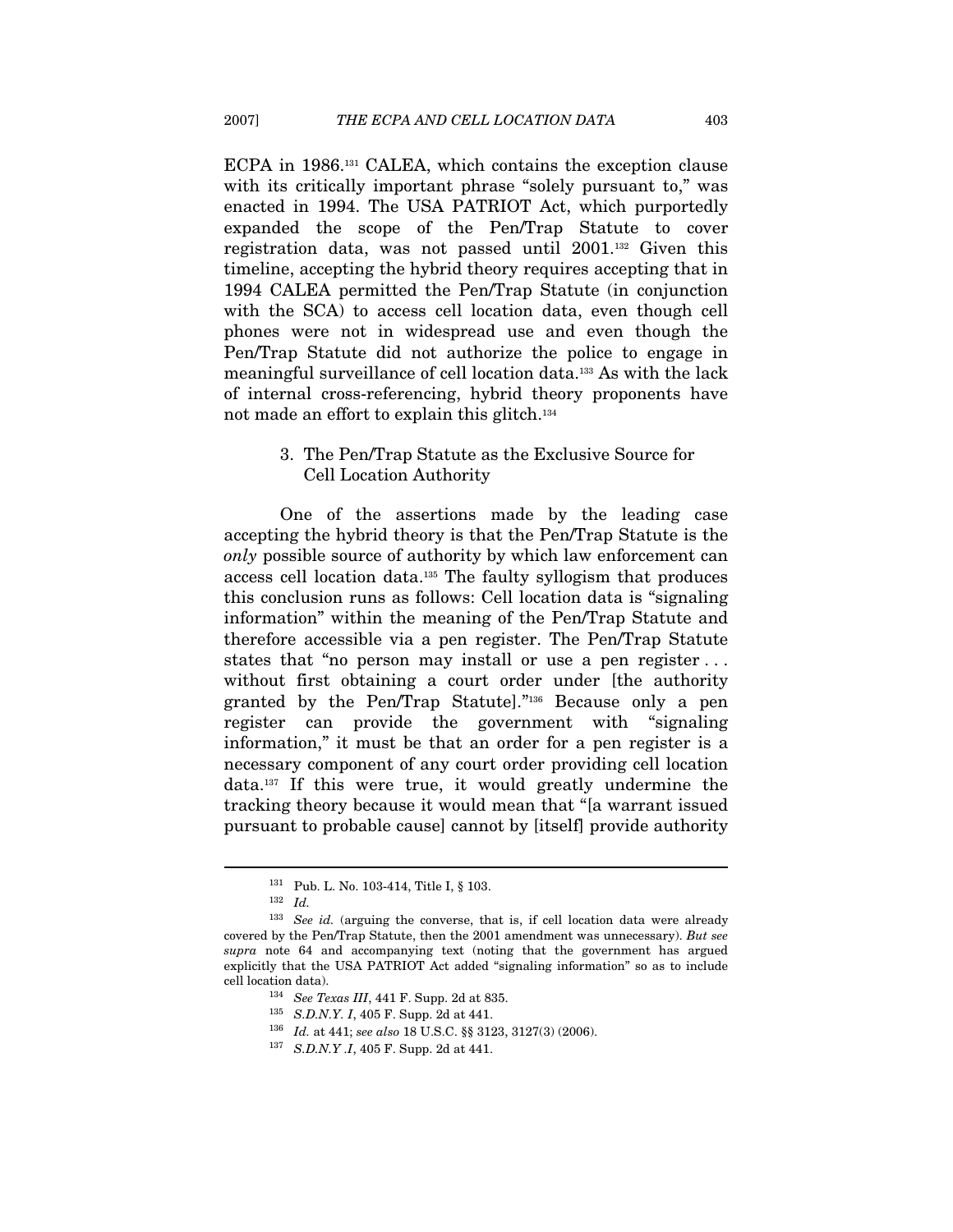ECPA in 1986.[131] CALEA, which contains the exception clause with its critically important phrase "solely pursuant to," was enacted in 1994. The USA PATRIOT Act, which purportedly expanded the scope of the Pen/Trap Statute to cover registration data, was not passed until 2001.[132] Given this timeline, accepting the hybrid theory requires accepting that in 1994 CALEA permitted the Pen/Trap Statute (in conjunction with the SCA) to access cell location data, even though cell phones were not in widespread use and even though the Pen/Trap Statute did not authorize the police to engage in meaningful surveillance of cell location data.[133] As with the lack of internal cross-referencing, hybrid theory proponents have not made an effort to explain this glitch.[134]

### 3. The Pen/Trap Statute as the Exclusive Source for Cell Location Authority

One of the assertions made by the leading case accepting the hybrid theory is that the Pen/Trap Statute is the *only* possible source of authority by which law enforcement can access cell location data.[135] The faulty syllogism that produces this conclusion runs as follows: Cell location data is "signaling information" within the meaning of the Pen/Trap Statute and therefore accessible via a pen register. The Pen/Trap Statute states that "no person may install or use a pen register . . . without first obtaining a court order under [the authority granted by the Pen/Trap Statute]."[136] Because only a pen register can provide the government with "signaling information," it must be that an order for a pen register is a necessary component of any court order providing cell location data.[137] If this were true, it would greatly undermine the tracking theory because it would mean that "[a warrant issued pursuant to probable cause] cannot by [itself] provide authority

---

[131] Pub. L. No. 103-414, Title I, § 103.

[132] *Id.*

[133] *See id.* (arguing the converse, that is, if cell location data were already covered by the Pen/Trap Statute, then the 2001 amendment was unnecessary). *But see supra* note 64 and accompanying text (noting that the government has argued explicitly that the USA PATRIOT Act added "signaling information" so as to include cell location data).

[134] *See Texas III*, 441 F. Supp. 2d at 835.

[135] *S.D.N.Y. I*, 405 F. Supp. 2d at 441.

[136] *Id.* at 441; *see also* 18 U.S.C. §§ 3123, 3127(3) (2006).

[137] *S.D.N.Y .I*, 405 F. Supp. 2d at 441.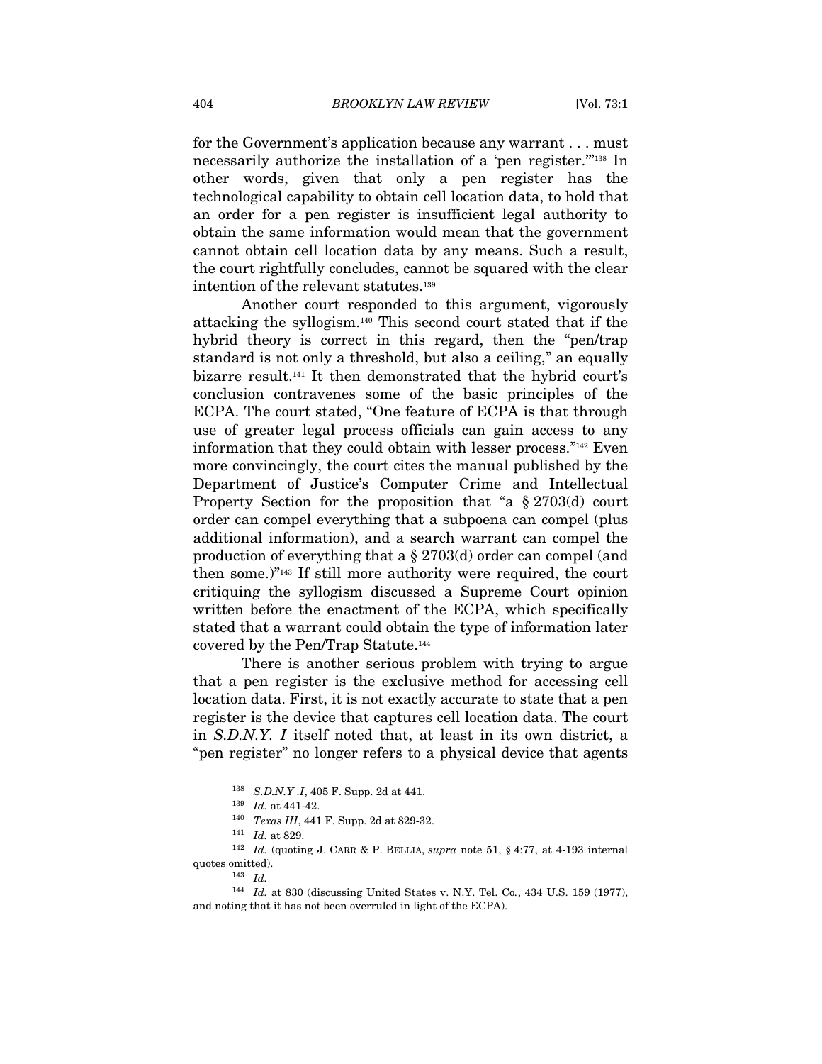for the Government's application because any warrant . . . must necessarily authorize the installation of a 'pen register.'"[138] In other words, given that only a pen register has the technological capability to obtain cell location data, to hold that an order for a pen register is insufficient legal authority to obtain the same information would mean that the government cannot obtain cell location data by any means. Such a result, the court rightfully concludes, cannot be squared with the clear intention of the relevant statutes.[139]

Another court responded to this argument, vigorously attacking the syllogism.[140] This second court stated that if the hybrid theory is correct in this regard, then the "pen/trap standard is not only a threshold, but also a ceiling," an equally bizarre result.[141] It then demonstrated that the hybrid court's conclusion contravenes some of the basic principles of the ECPA. The court stated, "One feature of ECPA is that through use of greater legal process officials can gain access to any information that they could obtain with lesser process."[142] Even more convincingly, the court cites the manual published by the Department of Justice's Computer Crime and Intellectual Property Section for the proposition that "a § 2703(d) court order can compel everything that a subpoena can compel (plus additional information), and a search warrant can compel the production of everything that a § 2703(d) order can compel (and then some.)"[143] If still more authority were required, the court critiquing the syllogism discussed a Supreme Court opinion written before the enactment of the ECPA, which specifically stated that a warrant could obtain the type of information later covered by the Pen/Trap Statute.[144]

There is another serious problem with trying to argue that a pen register is the exclusive method for accessing cell location data. First, it is not exactly accurate to state that a pen register is the device that captures cell location data. The court in *S.D.N.Y. I* itself noted that, at least in its own district, a "pen register" no longer refers to a physical device that agents

---

[138] *S.D.N.Y .I*, 405 F. Supp. 2d at 441.

[139] *Id.* at 441-42.

[140] *Texas III*, 441 F. Supp. 2d at 829-32.

[141] *Id.* at 829.

[142] *Id.* (quoting J. CARR & P. BELLIA, *supra* note 51, § 4:77, at 4-193 internal quotes omitted).

[143] *Id.*

[144] *Id.* at 830 (discussing United States v. N.Y. Tel. Co., 434 U.S. 159 (1977), and noting that it has not been overruled in light of the ECPA).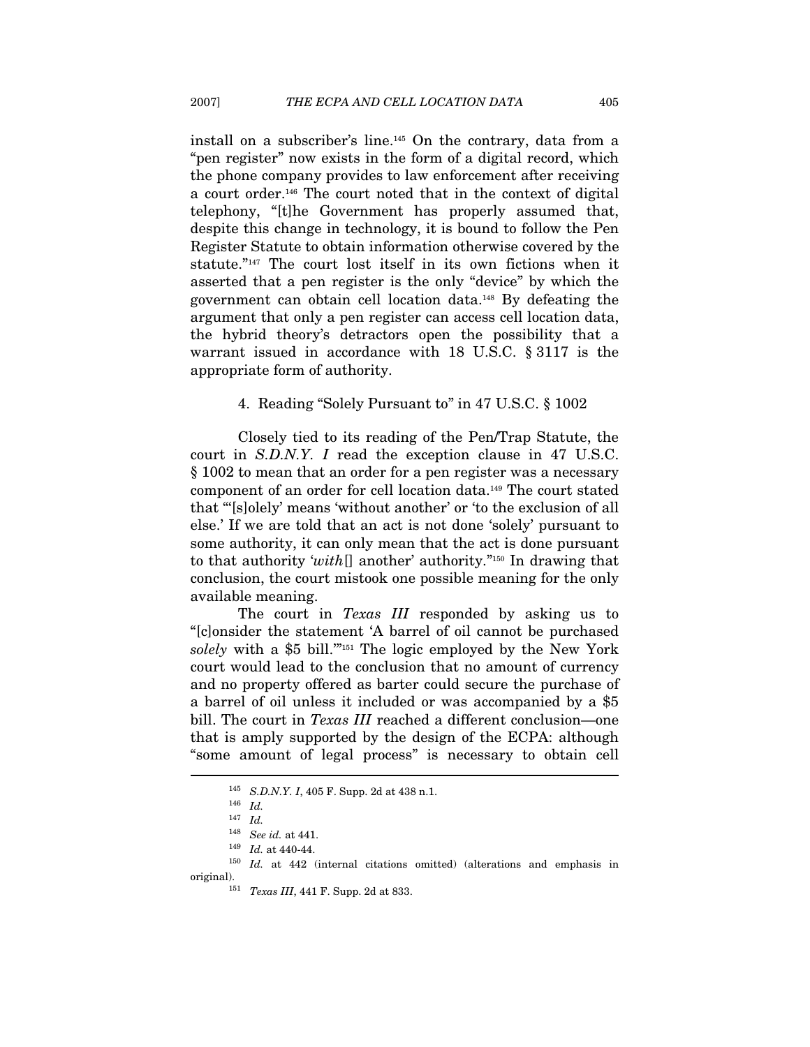install on a subscriber's line.[145] On the contrary, data from a "pen register" now exists in the form of a digital record, which the phone company provides to law enforcement after receiving a court order.[146] The court noted that in the context of digital telephony, "[t]he Government has properly assumed that, despite this change in technology, it is bound to follow the Pen Register Statute to obtain information otherwise covered by the statute."[147] The court lost itself in its own fictions when it asserted that a pen register is the only "device" by which the government can obtain cell location data.[148] By defeating the argument that only a pen register can access cell location data, the hybrid theory's detractors open the possibility that a warrant issued in accordance with 18 U.S.C. § 3117 is the appropriate form of authority.

#### 4. Reading "Solely Pursuant to" in 47 U.S.C. § 1002

Closely tied to its reading of the Pen/Trap Statute, the court in *S.D.N.Y. I* read the exception clause in 47 U.S.C. § 1002 to mean that an order for a pen register was a necessary component of an order for cell location data.[149] The court stated that "'[s]olely' means 'without another' or 'to the exclusion of all else.' If we are told that an act is not done 'solely' pursuant to some authority, it can only mean that the act is done pursuant to that authority '*with*[] another' authority."[150] In drawing that conclusion, the court mistook one possible meaning for the only available meaning.

The court in *Texas III* responded by asking us to "[c]onsider the statement 'A barrel of oil cannot be purchased *solely* with a $5 bill.'"[151] The logic employed by the New York court would lead to the conclusion that no amount of currency and no property offered as barter could secure the purchase of a barrel of oil unless it included or was accompanied by a $5 bill. The court in *Texas III* reached a different conclusion—one that is amply supported by the design of the ECPA: although "some amount of legal process" is necessary to obtain cell

---

[145] *S.D.N.Y. I*, 405 F. Supp. 2d at 438 n.1.

[146] *Id.*

[147] *Id.*

[148] *See id.* at 441.

[149] *Id.* at 440-44.

[150] *Id.* at 442 (internal citations omitted) (alterations and emphasis in original).

[151] *Texas III*, 441 F. Supp. 2d at 833.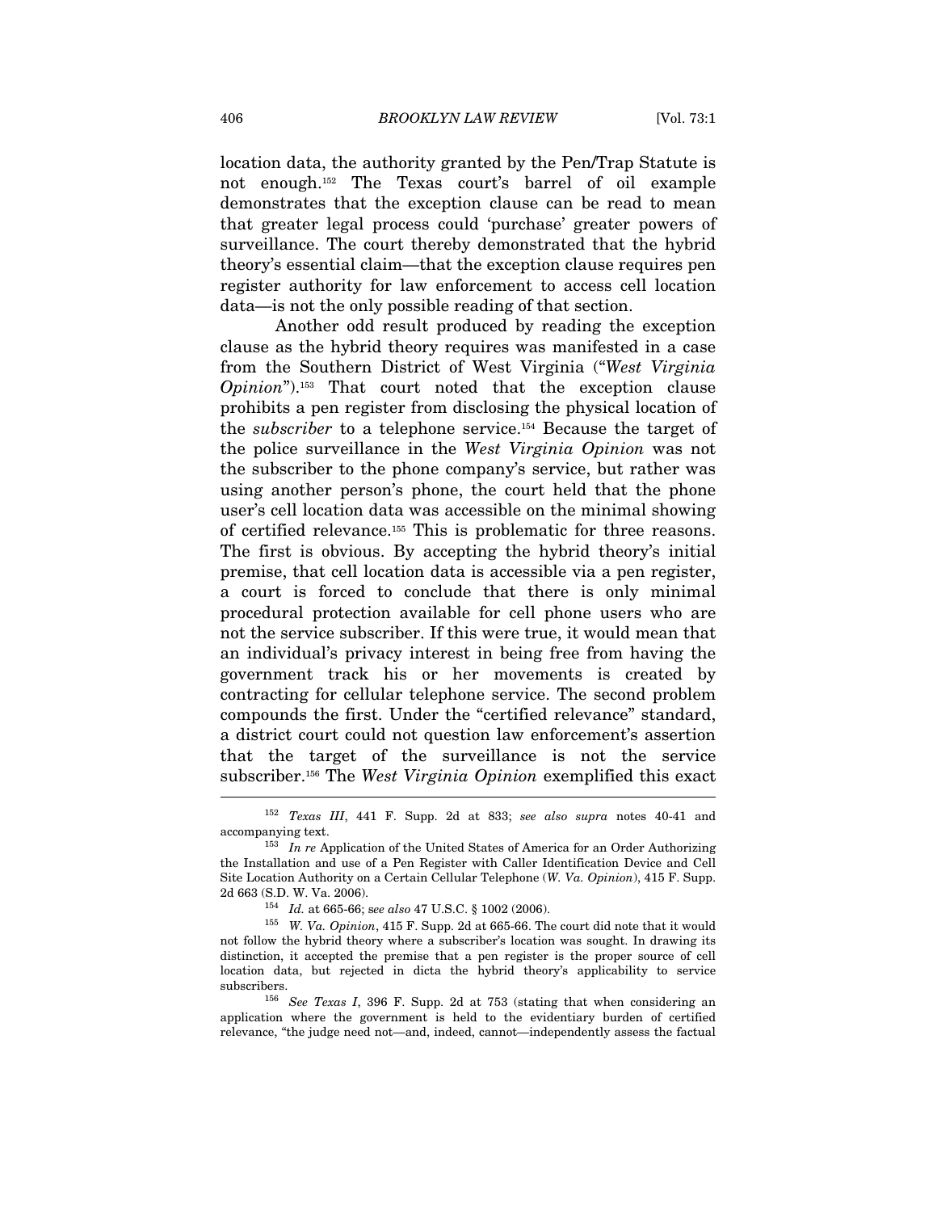location data, the authority granted by the Pen/Trap Statute is not enough.[152] The Texas court's barrel of oil example demonstrates that the exception clause can be read to mean that greater legal process could 'purchase' greater powers of surveillance. The court thereby demonstrated that the hybrid theory's essential claim—that the exception clause requires pen register authority for law enforcement to access cell location data—is not the only possible reading of that section.

Another odd result produced by reading the exception clause as the hybrid theory requires was manifested in a case from the Southern District of West Virginia ("*West Virginia Opinion*").[153] That court noted that the exception clause prohibits a pen register from disclosing the physical location of the *subscriber* to a telephone service.[154] Because the target of the police surveillance in the *West Virginia Opinion* was not the subscriber to the phone company's service, but rather was using another person's phone, the court held that the phone user's cell location data was accessible on the minimal showing of certified relevance.[155] This is problematic for three reasons. The first is obvious. By accepting the hybrid theory's initial premise, that cell location data is accessible via a pen register, a court is forced to conclude that there is only minimal procedural protection available for cell phone users who are not the service subscriber. If this were true, it would mean that an individual's privacy interest in being free from having the government track his or her movements is created by contracting for cellular telephone service. The second problem compounds the first. Under the "certified relevance" standard, a district court could not question law enforcement's assertion that the target of the surveillance is not the service subscriber.[156] The *West Virginia Opinion* exemplified this exact

---

[152] *Texas III*, 441 F. Supp. 2d at 833; *see also supra* notes 40-41 and accompanying text.

[153] *In re* Application of the United States of America for an Order Authorizing the Installation and use of a Pen Register with Caller Identification Device and Cell Site Location Authority on a Certain Cellular Telephone (*W. Va. Opinion*), 415 F. Supp. 2d 663 (S.D. W. Va. 2006).

[154] *Id.* at 665-66; *see also* 47 U.S.C. § 1002 (2006).

[155] *W. Va. Opinion*, 415 F. Supp. 2d at 665-66. The court did note that it would not follow the hybrid theory where a subscriber's location was sought. In drawing its distinction, it accepted the premise that a pen register is the proper source of cell location data, but rejected in dicta the hybrid theory's applicability to service subscribers.

[156] *See Texas I*, 396 F. Supp. 2d at 753 (stating that when considering an application where the government is held to the evidentiary burden of certified relevance, "the judge need not—and, indeed, cannot—independently assess the factual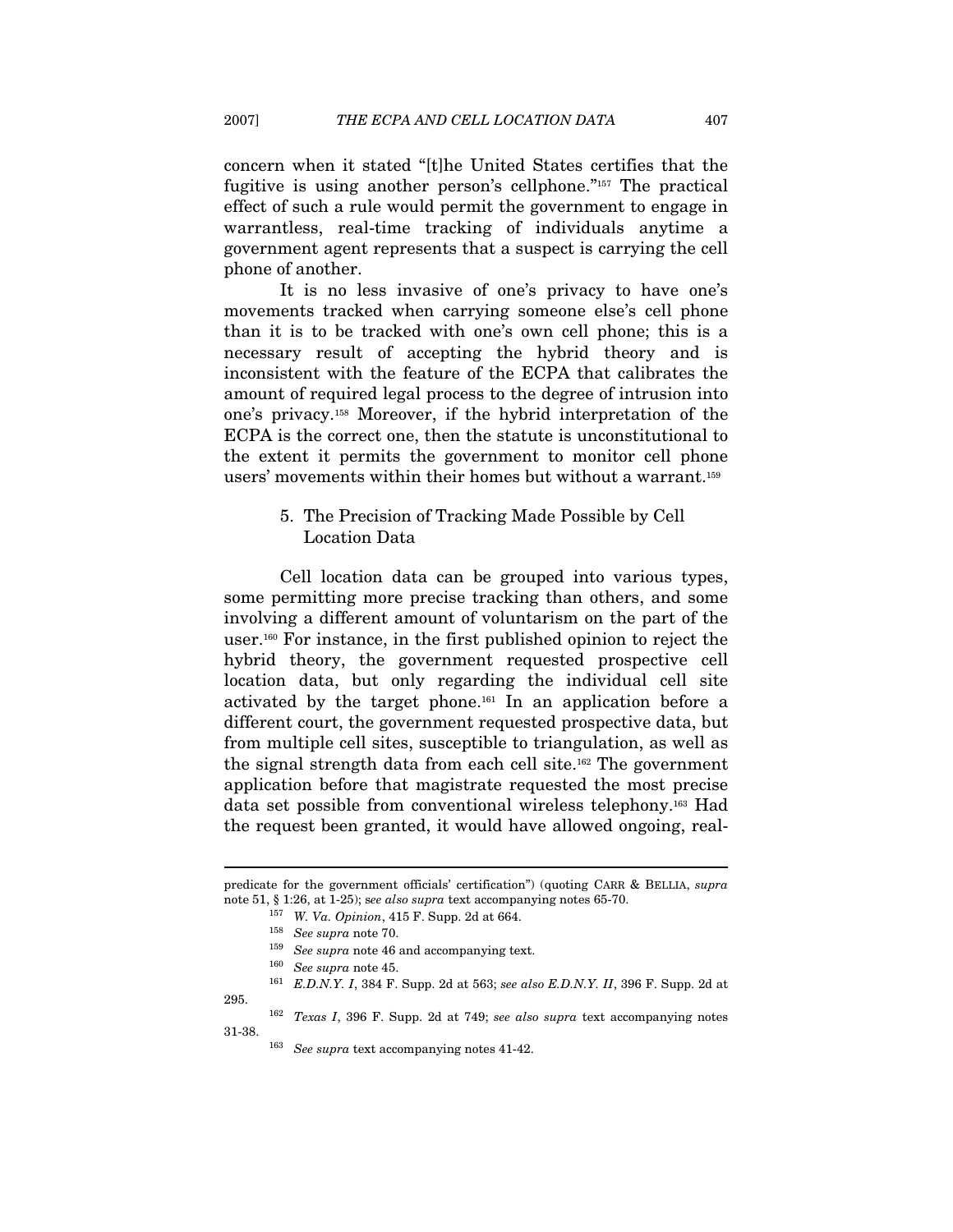concern when it stated "[t]he United States certifies that the fugitive is using another person's cellphone."[157] The practical effect of such a rule would permit the government to engage in warrantless, real-time tracking of individuals anytime a government agent represents that a suspect is carrying the cell phone of another.

It is no less invasive of one's privacy to have one's movements tracked when carrying someone else's cell phone than it is to be tracked with one's own cell phone; this is a necessary result of accepting the hybrid theory and is inconsistent with the feature of the ECPA that calibrates the amount of required legal process to the degree of intrusion into one's privacy.[158] Moreover, if the hybrid interpretation of the ECPA is the correct one, then the statute is unconstitutional to the extent it permits the government to monitor cell phone users' movements within their homes but without a warrant.[159]

### 5. The Precision of Tracking Made Possible by Cell Location Data

Cell location data can be grouped into various types, some permitting more precise tracking than others, and some involving a different amount of voluntarism on the part of the user.[160] For instance, in the first published opinion to reject the hybrid theory, the government requested prospective cell location data, but only regarding the individual cell site activated by the target phone.[161] In an application before a different court, the government requested prospective data, but from multiple cell sites, susceptible to triangulation, as well as the signal strength data from each cell site.[162] The government application before that magistrate requested the most precise data set possible from conventional wireless telephony.[163] Had the request been granted, it would have allowed ongoing, real-

---

predicate for the government officials' certification") (quoting CARR & BELLIA, *supra* note 51, § 1:26, at 1-25); *see also supra* text accompanying notes 65-70.

[157] *W. Va. Opinion*, 415 F. Supp. 2d at 664.

[158] *See supra* note 70.

[159] *See supra* note 46 and accompanying text.

[160] *See supra* note 45.

[161] *E.D.N.Y. I*, 384 F. Supp. 2d at 563; *see also E.D.N.Y. II*, 396 F. Supp. 2d at 295.

[162] *Texas I*, 396 F. Supp. 2d at 749; *see also supra* text accompanying notes 31-38.

[163] *See supra* text accompanying notes 41-42.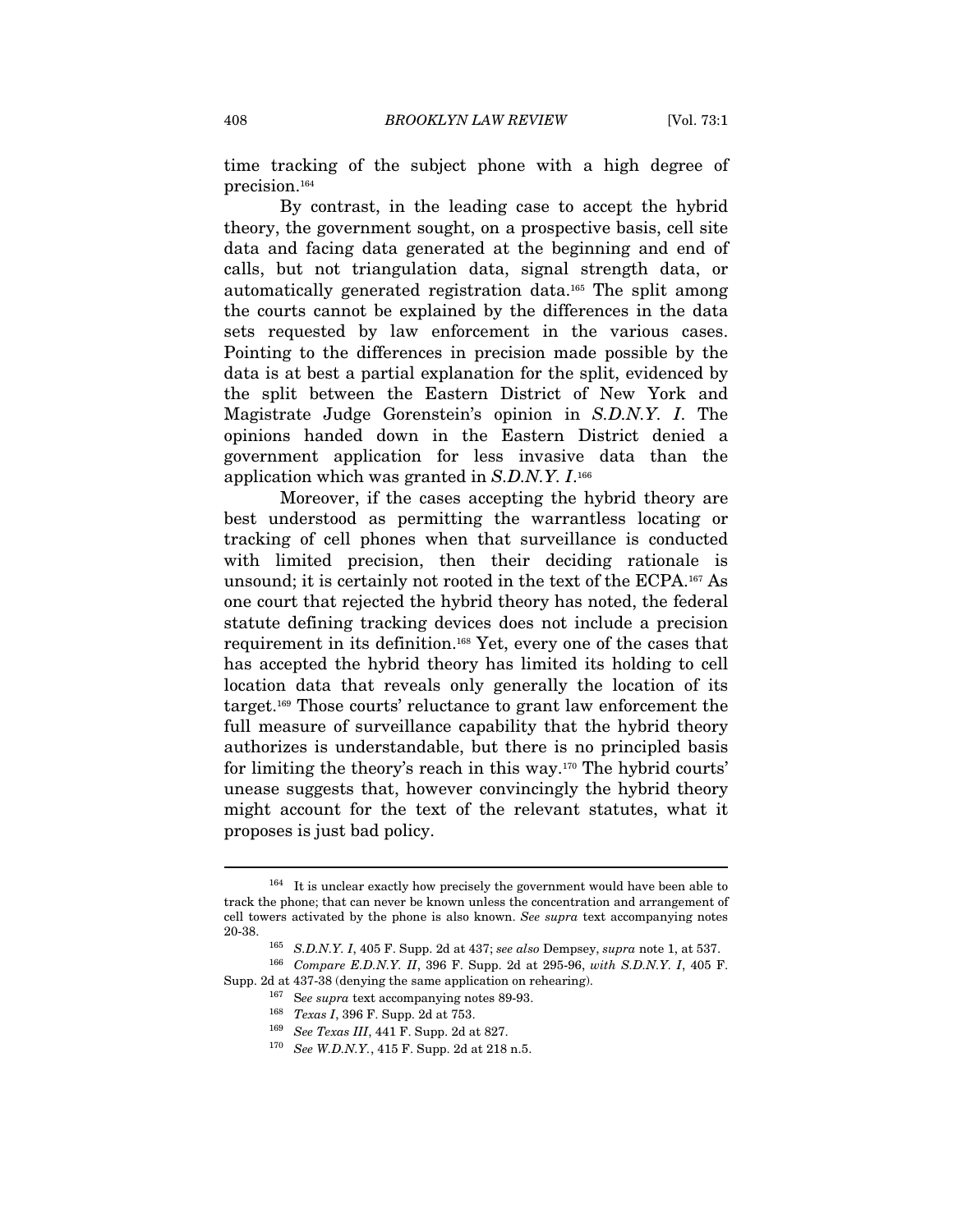time tracking of the subject phone with a high degree of precision.[164]

By contrast, in the leading case to accept the hybrid theory, the government sought, on a prospective basis, cell site data and facing data generated at the beginning and end of calls, but not triangulation data, signal strength data, or automatically generated registration data.[165] The split among the courts cannot be explained by the differences in the data sets requested by law enforcement in the various cases. Pointing to the differences in precision made possible by the data is at best a partial explanation for the split, evidenced by the split between the Eastern District of New York and Magistrate Judge Gorenstein's opinion in *S.D.N.Y. I*. The opinions handed down in the Eastern District denied a government application for less invasive data than the application which was granted in *S.D.N.Y. I*.[166]

Moreover, if the cases accepting the hybrid theory are best understood as permitting the warrantless locating or tracking of cell phones when that surveillance is conducted with limited precision, then their deciding rationale is unsound; it is certainly not rooted in the text of the ECPA.[167] As one court that rejected the hybrid theory has noted, the federal statute defining tracking devices does not include a precision requirement in its definition.[168] Yet, every one of the cases that has accepted the hybrid theory has limited its holding to cell location data that reveals only generally the location of its target.[169] Those courts' reluctance to grant law enforcement the full measure of surveillance capability that the hybrid theory authorizes is understandable, but there is no principled basis for limiting the theory's reach in this way.[170] The hybrid courts' unease suggests that, however convincingly the hybrid theory might account for the text of the relevant statutes, what it proposes is just bad policy.

---

[164] It is unclear exactly how precisely the government would have been able to track the phone; that can never be known unless the concentration and arrangement of cell towers activated by the phone is also known. *See supra* text accompanying notes 20-38.

[165] *S.D.N.Y. I*, 405 F. Supp. 2d at 437; *see also* Dempsey, *supra* note 1, at 537.

[166] *Compare E.D.N.Y. II*, 396 F. Supp. 2d at 295-96, *with S.D.N.Y. I*, 405 F. Supp. 2d at 437-38 (denying the same application on rehearing).

[167] S*ee supra* text accompanying notes 89-93.

[168] *Texas I*, 396 F. Supp. 2d at 753.

[169] *See Texas III*, 441 F. Supp. 2d at 827.

[170] *See W.D.N.Y.*, 415 F. Supp. 2d at 218 n.5.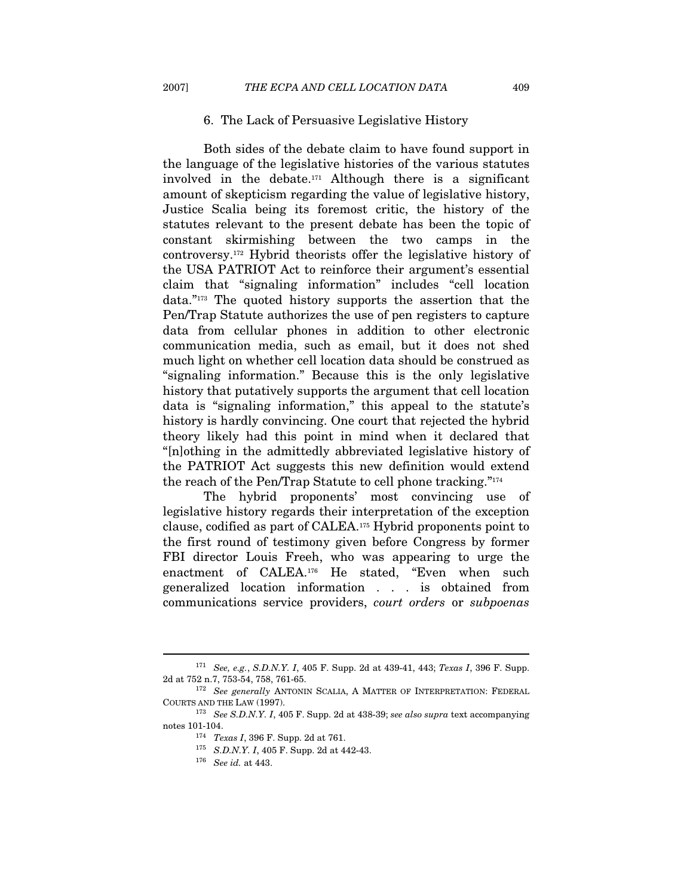### 6. The Lack of Persuasive Legislative History

Both sides of the debate claim to have found support in the language of the legislative histories of the various statutes involved in the debate.[171] Although there is a significant amount of skepticism regarding the value of legislative history, Justice Scalia being its foremost critic, the history of the statutes relevant to the present debate has been the topic of constant skirmishing between the two camps in the controversy.[172] Hybrid theorists offer the legislative history of the USA PATRIOT Act to reinforce their argument's essential claim that "signaling information" includes "cell location data."[173] The quoted history supports the assertion that the Pen/Trap Statute authorizes the use of pen registers to capture data from cellular phones in addition to other electronic communication media, such as email, but it does not shed much light on whether cell location data should be construed as "signaling information." Because this is the only legislative history that putatively supports the argument that cell location data is "signaling information," this appeal to the statute's history is hardly convincing. One court that rejected the hybrid theory likely had this point in mind when it declared that "[n]othing in the admittedly abbreviated legislative history of the PATRIOT Act suggests this new definition would extend the reach of the Pen/Trap Statute to cell phone tracking."[174]

The hybrid proponents' most convincing use of legislative history regards their interpretation of the exception clause, codified as part of CALEA.[175] Hybrid proponents point to the first round of testimony given before Congress by former FBI director Louis Freeh, who was appearing to urge the enactment of CALEA.[176] He stated, "Even when such generalized location information . . . is obtained from communications service providers, *court orders* or *subpoenas*

---

[171] *See, e.g.*, *S.D.N.Y. I*, 405 F. Supp. 2d at 439-41, 443; *Texas I*, 396 F. Supp. 2d at 752 n.7, 753-54, 758, 761-65.

[172] *See generally* ANTONIN SCALIA, A MATTER OF INTERPRETATION: FEDERAL COURTS AND THE LAW (1997).

[173] *See S.D.N.Y. I*, 405 F. Supp. 2d at 438-39; *see also supra* text accompanying notes 101-104.

[174] *Texas I*, 396 F. Supp. 2d at 761.

[175] *S.D.N.Y. I*, 405 F. Supp. 2d at 442-43.

[176] *See id.* at 443.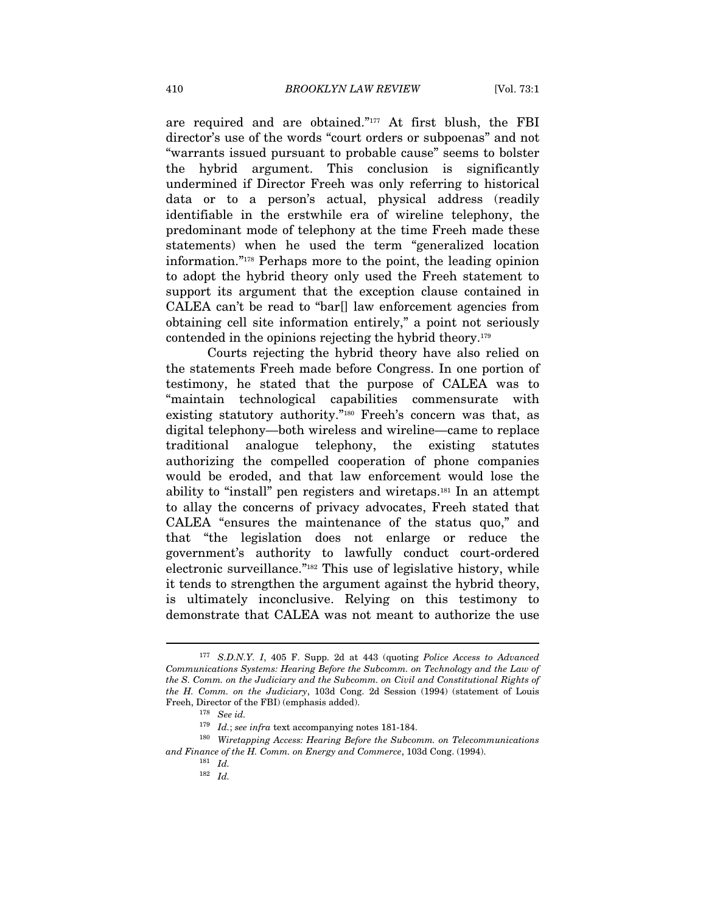are required and are obtained."[177] At first blush, the FBI director's use of the words "court orders or subpoenas" and not "warrants issued pursuant to probable cause" seems to bolster the hybrid argument. This conclusion is significantly undermined if Director Freeh was only referring to historical data or to a person's actual, physical address (readily identifiable in the erstwhile era of wireline telephony, the predominant mode of telephony at the time Freeh made these statements) when he used the term "generalized location information."[178] Perhaps more to the point, the leading opinion to adopt the hybrid theory only used the Freeh statement to support its argument that the exception clause contained in CALEA can't be read to "bar[] law enforcement agencies from obtaining cell site information entirely," a point not seriously contended in the opinions rejecting the hybrid theory.[179]

Courts rejecting the hybrid theory have also relied on the statements Freeh made before Congress. In one portion of testimony, he stated that the purpose of CALEA was to "maintain technological capabilities commensurate with existing statutory authority."[180] Freeh's concern was that, as digital telephony—both wireless and wireline—came to replace traditional analogue telephony, the existing statutes authorizing the compelled cooperation of phone companies would be eroded, and that law enforcement would lose the ability to "install" pen registers and wiretaps.[181] In an attempt to allay the concerns of privacy advocates, Freeh stated that CALEA "ensures the maintenance of the status quo," and that "the legislation does not enlarge or reduce the government's authority to lawfully conduct court-ordered electronic surveillance."[182] This use of legislative history, while it tends to strengthen the argument against the hybrid theory, is ultimately inconclusive. Relying on this testimony to demonstrate that CALEA was not meant to authorize the use

---

[177] *S.D.N.Y. I*, 405 F. Supp. 2d at 443 (quoting *Police Access to Advanced Communications Systems: Hearing Before the Subcomm. on Technology and the Law of the S. Comm. on the Judiciary and the Subcomm. on Civil and Constitutional Rights of the H. Comm. on the Judiciary*, 103d Cong. 2d Session (1994) (statement of Louis Freeh, Director of the FBI) (emphasis added).

[178] *See id.*

[179] *Id.*; *see infra* text accompanying notes 181-184.

[180] *Wiretapping Access: Hearing Before the Subcomm. on Telecommunications and Finance of the H. Comm. on Energy and Commerce*, 103d Cong. (1994).

[181] *Id.*

[182] *Id.*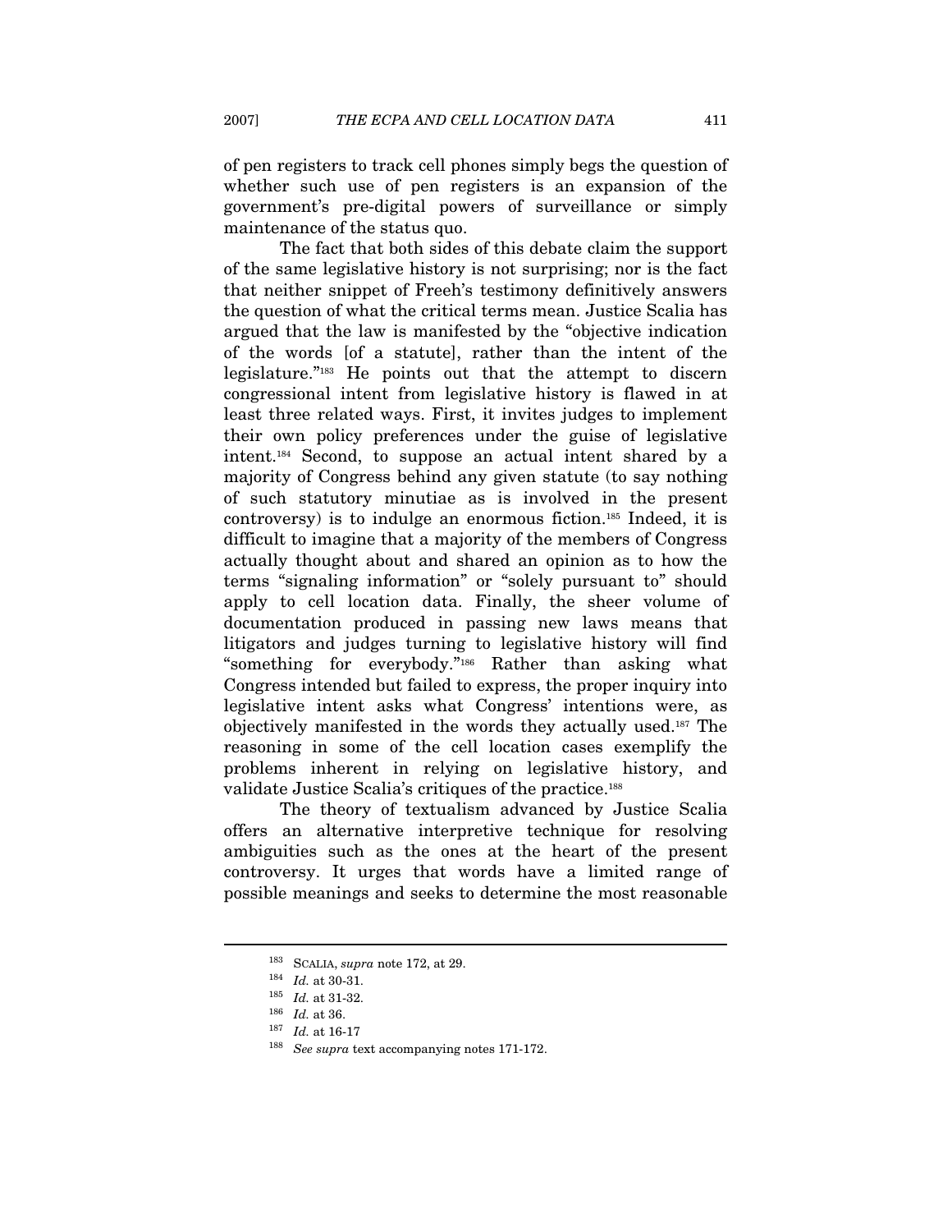of pen registers to track cell phones simply begs the question of whether such use of pen registers is an expansion of the government's pre-digital powers of surveillance or simply maintenance of the status quo.

The fact that both sides of this debate claim the support of the same legislative history is not surprising; nor is the fact that neither snippet of Freeh's testimony definitively answers the question of what the critical terms mean. Justice Scalia has argued that the law is manifested by the "objective indication of the words [of a statute], rather than the intent of the legislature."[183] He points out that the attempt to discern congressional intent from legislative history is flawed in at least three related ways. First, it invites judges to implement their own policy preferences under the guise of legislative intent.[184] Second, to suppose an actual intent shared by a majority of Congress behind any given statute (to say nothing of such statutory minutiae as is involved in the present controversy) is to indulge an enormous fiction.[185] Indeed, it is difficult to imagine that a majority of the members of Congress actually thought about and shared an opinion as to how the terms "signaling information" or "solely pursuant to" should apply to cell location data. Finally, the sheer volume of documentation produced in passing new laws means that litigators and judges turning to legislative history will find "something for everybody."[186] Rather than asking what Congress intended but failed to express, the proper inquiry into legislative intent asks what Congress' intentions were, as objectively manifested in the words they actually used.[187] The reasoning in some of the cell location cases exemplify the problems inherent in relying on legislative history, and validate Justice Scalia's critiques of the practice.[188]

The theory of textualism advanced by Justice Scalia offers an alternative interpretive technique for resolving ambiguities such as the ones at the heart of the present controversy. It urges that words have a limited range of possible meanings and seeks to determine the most reasonable

---

[183] SCALIA, *supra* note 172, at 29.

[184] *Id.* at 30-31.

[185] *Id.* at 31-32.

[186] *Id.* at 36.

[187] *Id.* at 16-17

[188] *See supra* text accompanying notes 171-172.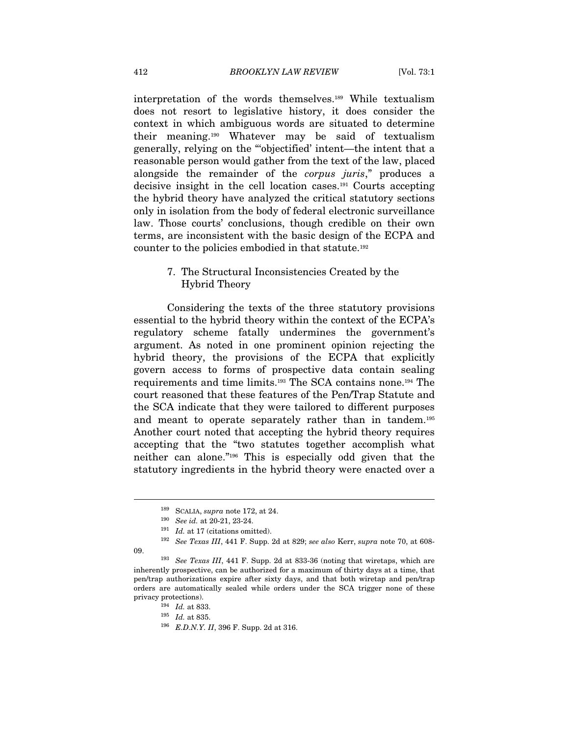interpretation of the words themselves.[189] While textualism does not resort to legislative history, it does consider the context in which ambiguous words are situated to determine their meaning.[190] Whatever may be said of textualism generally, relying on the "'objectified' intent—the intent that a reasonable person would gather from the text of the law, placed alongside the remainder of the *corpus juris*," produces a decisive insight in the cell location cases.[191] Courts accepting the hybrid theory have analyzed the critical statutory sections only in isolation from the body of federal electronic surveillance law. Those courts' conclusions, though credible on their own terms, are inconsistent with the basic design of the ECPA and counter to the policies embodied in that statute.[192]

### 7. The Structural Inconsistencies Created by the Hybrid Theory

Considering the texts of the three statutory provisions essential to the hybrid theory within the context of the ECPA's regulatory scheme fatally undermines the government's argument. As noted in one prominent opinion rejecting the hybrid theory, the provisions of the ECPA that explicitly govern access to forms of prospective data contain sealing requirements and time limits.[193] The SCA contains none.[194] The court reasoned that these features of the Pen/Trap Statute and the SCA indicate that they were tailored to different purposes and meant to operate separately rather than in tandem.[195] Another court noted that accepting the hybrid theory requires accepting that the "two statutes together accomplish what neither can alone."[196] This is especially odd given that the statutory ingredients in the hybrid theory were enacted over a

---

[189] SCALIA, *supra* note 172, at 24.

[190] *See id.* at 20-21, 23-24.

[191] *Id.* at 17 (citations omitted).

[192] *See Texas III*, 441 F. Supp. 2d at 829; *see also* Kerr, *supra* note 70, at 608-09.

[193] *See Texas III*, 441 F. Supp. 2d at 833-36 (noting that wiretaps, which are inherently prospective, can be authorized for a maximum of thirty days at a time, that pen/trap authorizations expire after sixty days, and that both wiretap and pen/trap orders are automatically sealed while orders under the SCA trigger none of these privacy protections).

[194] *Id.* at 833.

[195] *Id.* at 835.

[196] *E.D.N.Y. II*, 396 F. Supp. 2d at 316.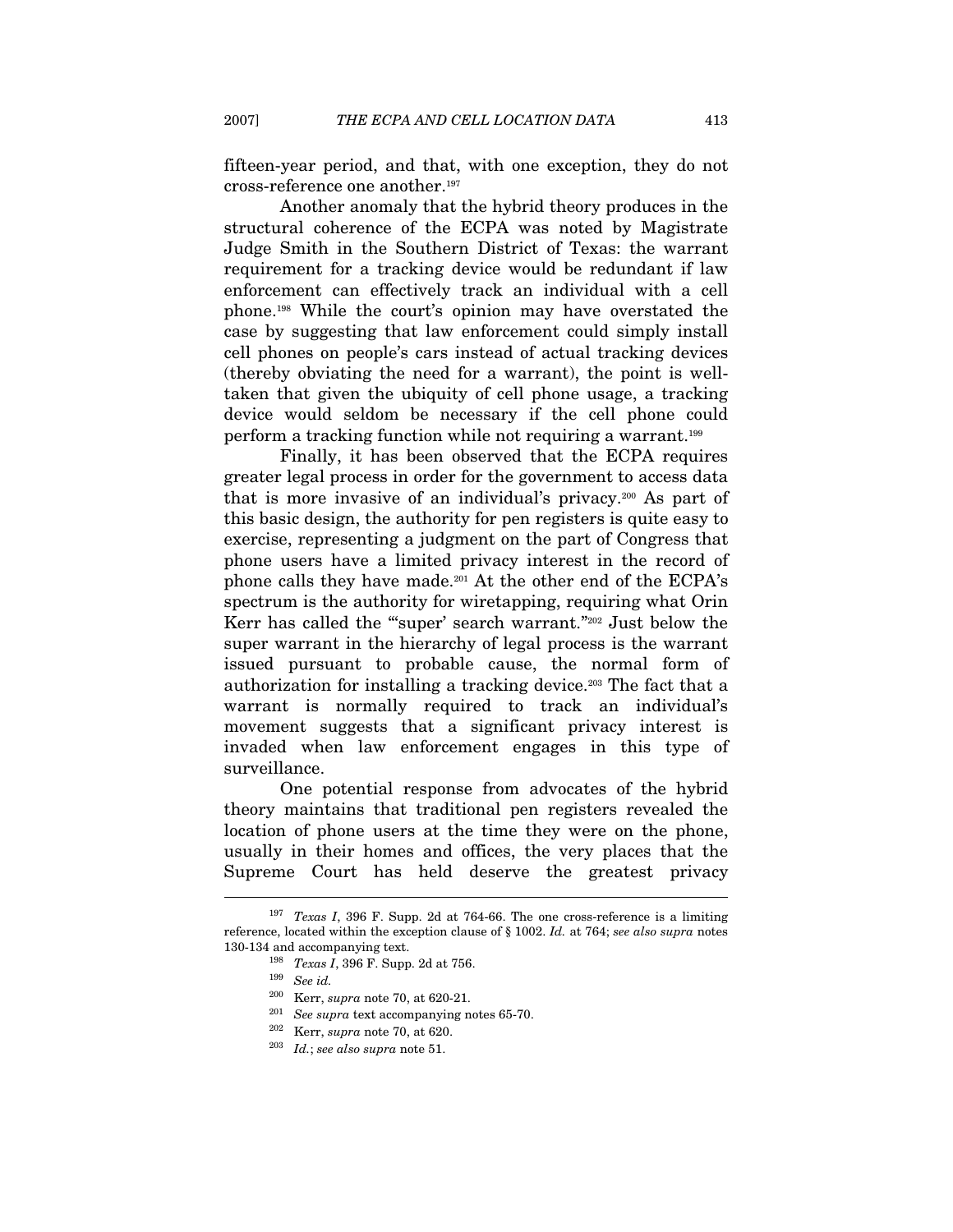fifteen-year period, and that, with one exception, they do not cross-reference one another.[197]

Another anomaly that the hybrid theory produces in the structural coherence of the ECPA was noted by Magistrate Judge Smith in the Southern District of Texas: the warrant requirement for a tracking device would be redundant if law enforcement can effectively track an individual with a cell phone.[198] While the court's opinion may have overstated the case by suggesting that law enforcement could simply install cell phones on people's cars instead of actual tracking devices (thereby obviating the need for a warrant), the point is well-taken that given the ubiquity of cell phone usage, a tracking device would seldom be necessary if the cell phone could perform a tracking function while not requiring a warrant.[199]

Finally, it has been observed that the ECPA requires greater legal process in order for the government to access data that is more invasive of an individual's privacy.[200] As part of this basic design, the authority for pen registers is quite easy to exercise, representing a judgment on the part of Congress that phone users have a limited privacy interest in the record of phone calls they have made.[201] At the other end of the ECPA's spectrum is the authority for wiretapping, requiring what Orin Kerr has called the "'super' search warrant."[202] Just below the super warrant in the hierarchy of legal process is the warrant issued pursuant to probable cause, the normal form of authorization for installing a tracking device.[203] The fact that a warrant is normally required to track an individual's movement suggests that a significant privacy interest is invaded when law enforcement engages in this type of surveillance.

One potential response from advocates of the hybrid theory maintains that traditional pen registers revealed the location of phone users at the time they were on the phone, usually in their homes and offices, the very places that the Supreme Court has held deserve the greatest privacy

---

[197] *Texas I*, 396 F. Supp. 2d at 764-66. The one cross-reference is a limiting reference, located within the exception clause of § 1002. *Id.* at 764; *see also supra* notes 130-134 and accompanying text.

[198] *Texas I*, 396 F. Supp. 2d at 756.

[199] *See id.*

[200] Kerr, *supra* note 70, at 620-21.

[201] *See supra* text accompanying notes 65-70.

[202] Kerr, *supra* note 70, at 620.

[203] *Id.*; *see also supra* note 51.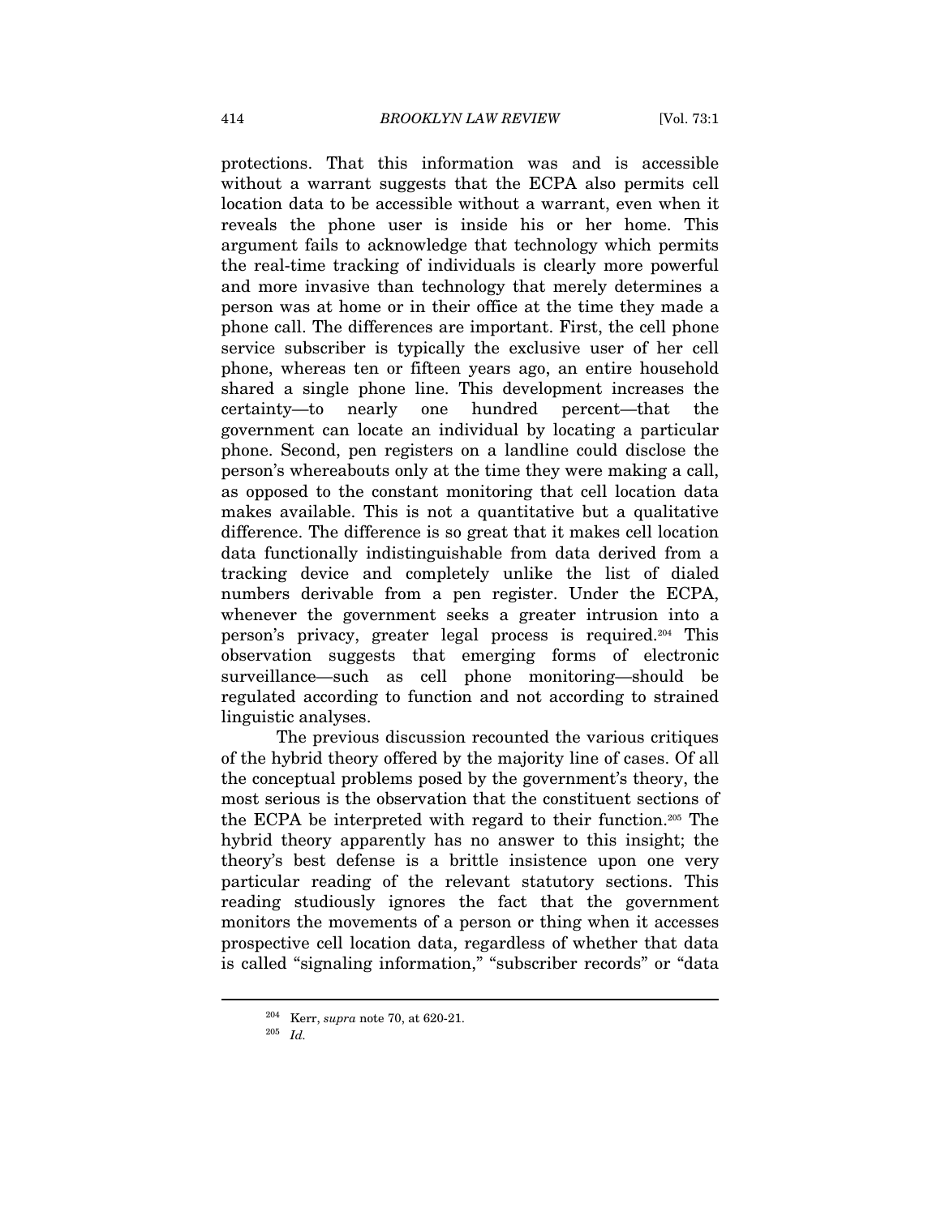protections. That this information was and is accessible without a warrant suggests that the ECPA also permits cell location data to be accessible without a warrant, even when it reveals the phone user is inside his or her home. This argument fails to acknowledge that technology which permits the real-time tracking of individuals is clearly more powerful and more invasive than technology that merely determines a person was at home or in their office at the time they made a phone call. The differences are important. First, the cell phone service subscriber is typically the exclusive user of her cell phone, whereas ten or fifteen years ago, an entire household shared a single phone line. This development increases the certainty—to nearly one hundred percent—that the government can locate an individual by locating a particular phone. Second, pen registers on a landline could disclose the person's whereabouts only at the time they were making a call, as opposed to the constant monitoring that cell location data makes available. This is not a quantitative but a qualitative difference. The difference is so great that it makes cell location data functionally indistinguishable from data derived from a tracking device and completely unlike the list of dialed numbers derivable from a pen register. Under the ECPA, whenever the government seeks a greater intrusion into a person's privacy, greater legal process is required.[204] This observation suggests that emerging forms of electronic surveillance—such as cell phone monitoring—should be regulated according to function and not according to strained linguistic analyses.

The previous discussion recounted the various critiques of the hybrid theory offered by the majority line of cases. Of all the conceptual problems posed by the government's theory, the most serious is the observation that the constituent sections of the ECPA be interpreted with regard to their function.[205] The hybrid theory apparently has no answer to this insight; the theory's best defense is a brittle insistence upon one very particular reading of the relevant statutory sections. This reading studiously ignores the fact that the government monitors the movements of a person or thing when it accesses prospective cell location data, regardless of whether that data is called "signaling information," "subscriber records" or "data

---

[204] Kerr, *supra* note 70, at 620-21.

[205] *Id.*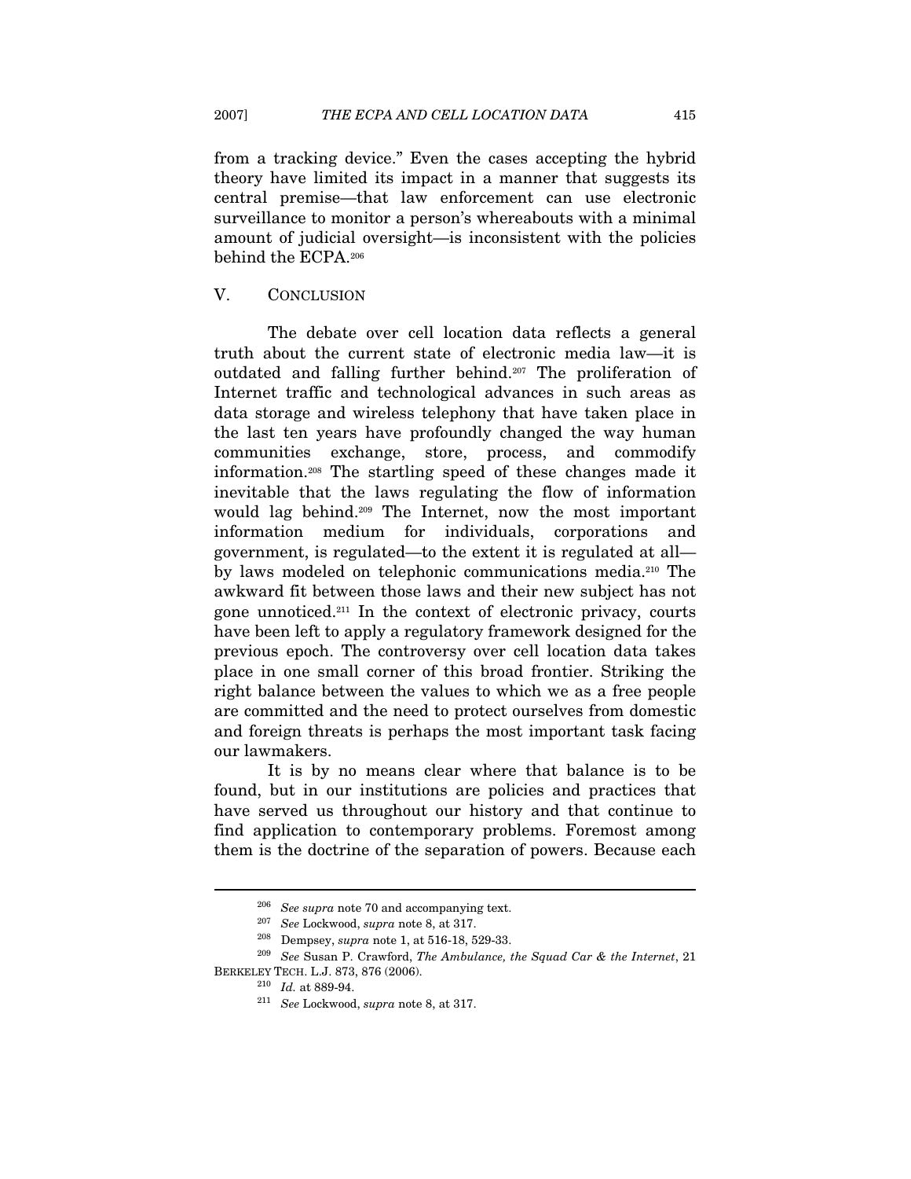from a tracking device." Even the cases accepting the hybrid theory have limited its impact in a manner that suggests its central premise—that law enforcement can use electronic surveillance to monitor a person's whereabouts with a minimal amount of judicial oversight—is inconsistent with the policies behind the ECPA.[206]

## V. CONCLUSION

The debate over cell location data reflects a general truth about the current state of electronic media law—it is outdated and falling further behind.[207] The proliferation of Internet traffic and technological advances in such areas as data storage and wireless telephony that have taken place in the last ten years have profoundly changed the way human communities exchange, store, process, and commodify information.[208] The startling speed of these changes made it inevitable that the laws regulating the flow of information would lag behind.[209] The Internet, now the most important information medium for individuals, corporations and government, is regulated—to the extent it is regulated at all—by laws modeled on telephonic communications media.[210] The awkward fit between those laws and their new subject has not gone unnoticed.[211] In the context of electronic privacy, courts have been left to apply a regulatory framework designed for the previous epoch. The controversy over cell location data takes place in one small corner of this broad frontier. Striking the right balance between the values to which we as a free people are committed and the need to protect ourselves from domestic and foreign threats is perhaps the most important task facing our lawmakers.

It is by no means clear where that balance is to be found, but in our institutions are policies and practices that have served us throughout our history and that continue to find application to contemporary problems. Foremost among them is the doctrine of the separation of powers. Because each

---

[206] *See supra* note 70 and accompanying text.

[207] *See* Lockwood, *supra* note 8, at 317.

[208] Dempsey, *supra* note 1, at 516-18, 529-33.

[209] *See* Susan P. Crawford, *The Ambulance, the Squad Car & the Internet*, 21 BERKELEY TECH. L.J. 873, 876 (2006).

[210] *Id.* at 889-94.

[211] *See* Lockwood, *supra* note 8, at 317.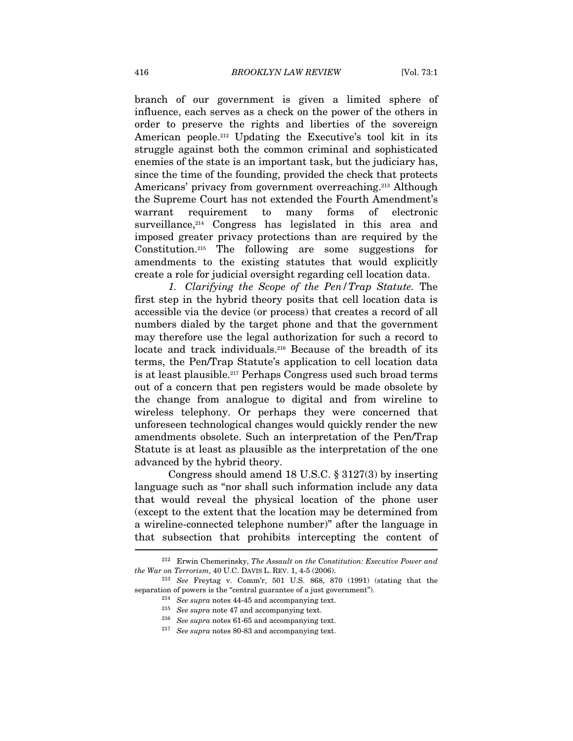branch of our government is given a limited sphere of influence, each serves as a check on the power of the others in order to preserve the rights and liberties of the sovereign American people.[212] Updating the Executive's tool kit in its struggle against both the common criminal and sophisticated enemies of the state is an important task, but the judiciary has, since the time of the founding, provided the check that protects Americans' privacy from government overreaching.[213] Although the Supreme Court has not extended the Fourth Amendment's warrant requirement to many forms of electronic surveillance,[214] Congress has legislated in this area and imposed greater privacy protections than are required by the Constitution.[215] The following are some suggestions for amendments to the existing statutes that would explicitly create a role for judicial oversight regarding cell location data.

*1. Clarifying the Scope of the Pen/Trap Statute.* The first step in the hybrid theory posits that cell location data is accessible via the device (or process) that creates a record of all numbers dialed by the target phone and that the government may therefore use the legal authorization for such a record to locate and track individuals.[216] Because of the breadth of its terms, the Pen/Trap Statute's application to cell location data is at least plausible.[217] Perhaps Congress used such broad terms out of a concern that pen registers would be made obsolete by the change from analogue to digital and from wireline to wireless telephony. Or perhaps they were concerned that unforeseen technological changes would quickly render the new amendments obsolete. Such an interpretation of the Pen/Trap Statute is at least as plausible as the interpretation of the one advanced by the hybrid theory.

Congress should amend 18 U.S.C. § 3127(3) by inserting language such as "nor shall such information include any data that would reveal the physical location of the phone user (except to the extent that the location may be determined from a wireline-connected telephone number)" after the language in that subsection that prohibits intercepting the content of

---

[212] Erwin Chemerinsky, *The Assault on the Constitution: Executive Power and the War on Terrorism*, 40 U.C. DAVIS L. REV. 1, 4-5 (2006).

[213] *See* Freytag v. Comm'r, 501 U.S. 868, 870 (1991) (stating that the separation of powers is the "central guarantee of a just government").

[214] *See supra* notes 44-45 and accompanying text.

[215] *See supra* note 47 and accompanying text.

[216] *See supra* notes 61-65 and accompanying text.

[217] *See supra* notes 80-83 and accompanying text.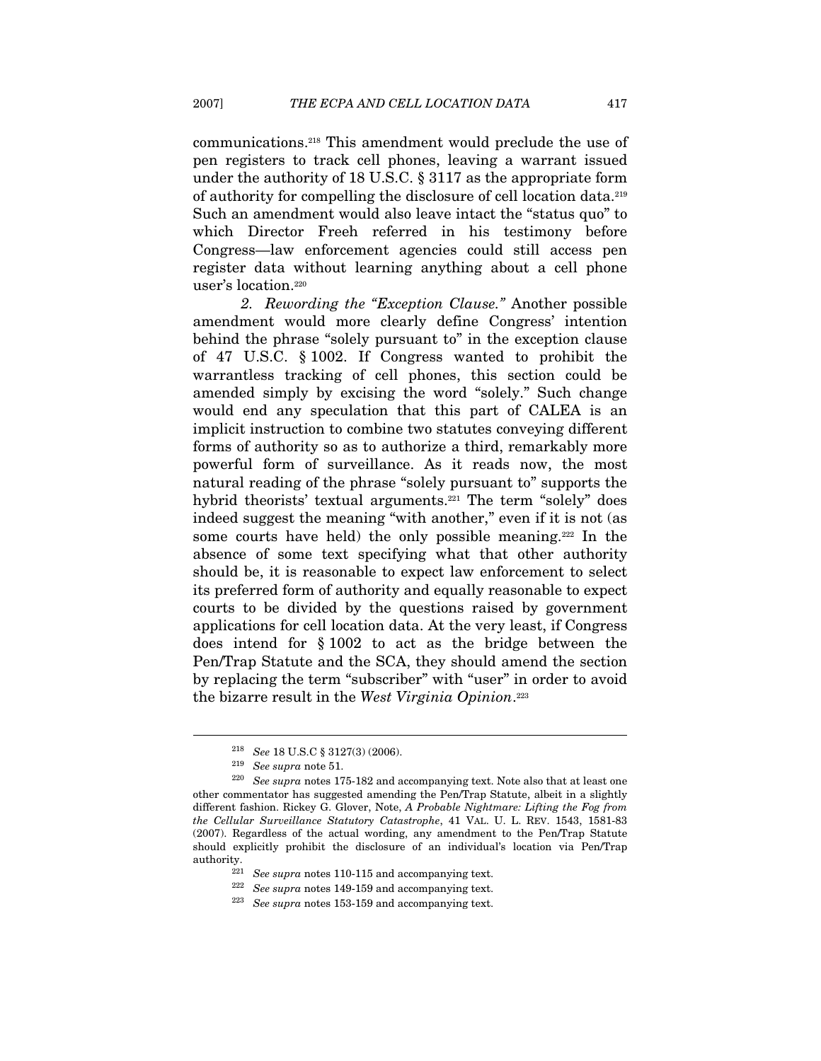communications.[218] This amendment would preclude the use of pen registers to track cell phones, leaving a warrant issued under the authority of 18 U.S.C. § 3117 as the appropriate form of authority for compelling the disclosure of cell location data.[219] Such an amendment would also leave intact the "status quo" to which Director Freeh referred in his testimony before Congress—law enforcement agencies could still access pen register data without learning anything about a cell phone user's location.[220]

*2. Rewording the "Exception Clause."* Another possible amendment would more clearly define Congress' intention behind the phrase "solely pursuant to" in the exception clause of 47 U.S.C. § 1002. If Congress wanted to prohibit the warrantless tracking of cell phones, this section could be amended simply by excising the word "solely." Such change would end any speculation that this part of CALEA is an implicit instruction to combine two statutes conveying different forms of authority so as to authorize a third, remarkably more powerful form of surveillance. As it reads now, the most natural reading of the phrase "solely pursuant to" supports the hybrid theorists' textual arguments.[221] The term "solely" does indeed suggest the meaning "with another," even if it is not (as some courts have held) the only possible meaning.[222] In the absence of some text specifying what that other authority should be, it is reasonable to expect law enforcement to select its preferred form of authority and equally reasonable to expect courts to be divided by the questions raised by government applications for cell location data. At the very least, if Congress does intend for § 1002 to act as the bridge between the Pen/Trap Statute and the SCA, they should amend the section by replacing the term "subscriber" with "user" in order to avoid the bizarre result in the *West Virginia Opinion*.[223]

---

[218] *See* 18 U.S.C § 3127(3) (2006).

[219] *See supra* note 51.

[220] *See supra* notes 175-182 and accompanying text. Note also that at least one other commentator has suggested amending the Pen/Trap Statute, albeit in a slightly different fashion. Rickey G. Glover, Note, *A Probable Nightmare: Lifting the Fog from the Cellular Surveillance Statutory Catastrophe*, 41 VAL. U. L. REV. 1543, 1581-83 (2007). Regardless of the actual wording, any amendment to the Pen/Trap Statute should explicitly prohibit the disclosure of an individual's location via Pen/Trap authority.

[221] *See supra* notes 110-115 and accompanying text.

[222] *See supra* notes 149-159 and accompanying text.

[223] *See supra* notes 153-159 and accompanying text.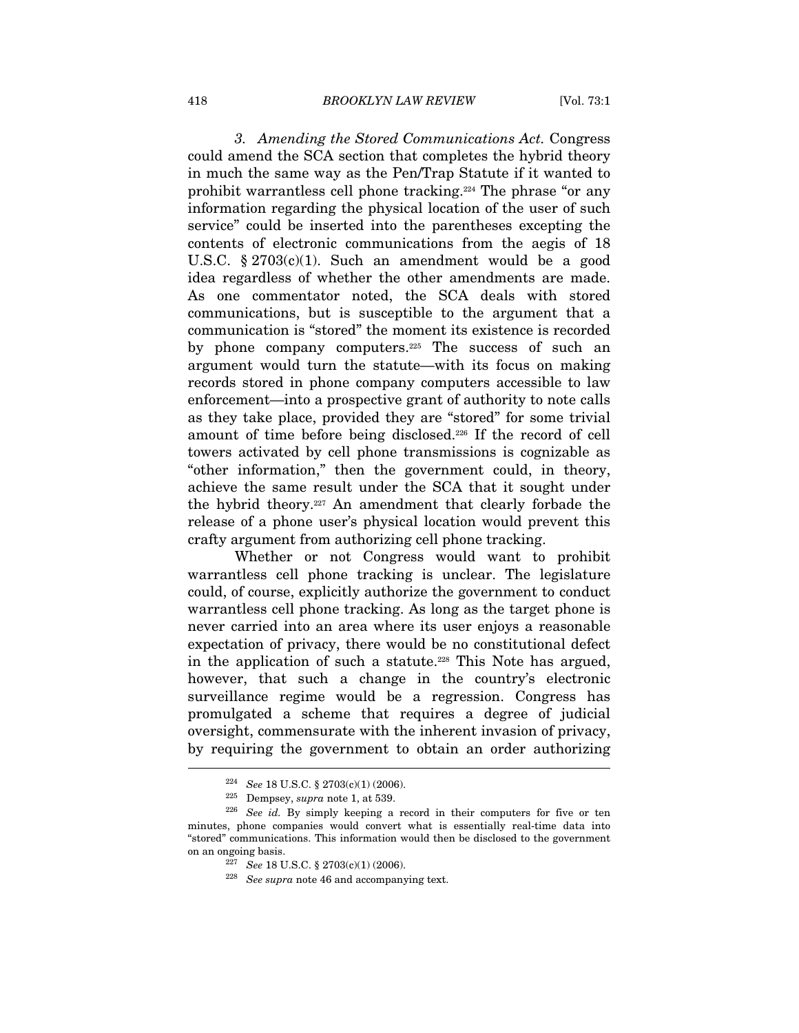*3. Amending the Stored Communications Act.* Congress could amend the SCA section that completes the hybrid theory in much the same way as the Pen/Trap Statute if it wanted to prohibit warrantless cell phone tracking.[224] The phrase "or any information regarding the physical location of the user of such service" could be inserted into the parentheses excepting the contents of electronic communications from the aegis of 18 U.S.C. § 2703(c)(1). Such an amendment would be a good idea regardless of whether the other amendments are made. As one commentator noted, the SCA deals with stored communications, but is susceptible to the argument that a communication is "stored" the moment its existence is recorded by phone company computers.[225] The success of such an argument would turn the statute—with its focus on making records stored in phone company computers accessible to law enforcement—into a prospective grant of authority to note calls as they take place, provided they are "stored" for some trivial amount of time before being disclosed.[226] If the record of cell towers activated by cell phone transmissions is cognizable as "other information," then the government could, in theory, achieve the same result under the SCA that it sought under the hybrid theory.[227] An amendment that clearly forbade the release of a phone user's physical location would prevent this crafty argument from authorizing cell phone tracking.

Whether or not Congress would want to prohibit warrantless cell phone tracking is unclear. The legislature could, of course, explicitly authorize the government to conduct warrantless cell phone tracking. As long as the target phone is never carried into an area where its user enjoys a reasonable expectation of privacy, there would be no constitutional defect in the application of such a statute.[228] This Note has argued, however, that such a change in the country's electronic surveillance regime would be a regression. Congress has promulgated a scheme that requires a degree of judicial oversight, commensurate with the inherent invasion of privacy, by requiring the government to obtain an order authorizing

---

[224] *See* 18 U.S.C. § 2703(c)(1) (2006).

[225] Dempsey, *supra* note 1, at 539.

[226] *See id.* By simply keeping a record in their computers for five or ten minutes, phone companies would convert what is essentially real-time data into "stored" communications. This information would then be disclosed to the government on an ongoing basis.

[227] *See* 18 U.S.C. § 2703(c)(1) (2006).

[228] *See supra* note 46 and accompanying text.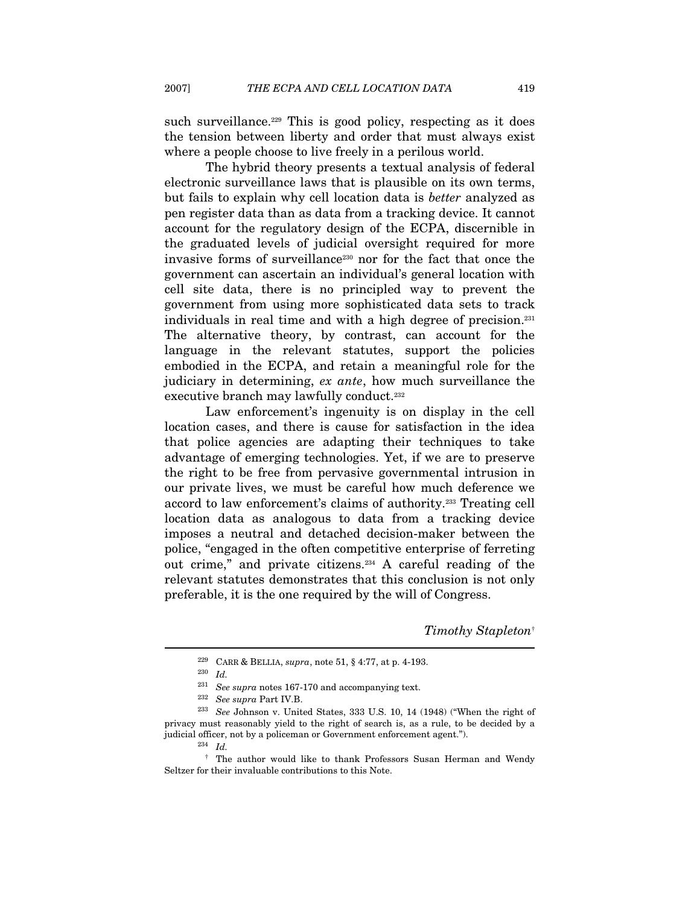such surveillance.[229] This is good policy, respecting as it does the tension between liberty and order that must always exist where a people choose to live freely in a perilous world.

The hybrid theory presents a textual analysis of federal electronic surveillance laws that is plausible on its own terms, but fails to explain why cell location data is *better* analyzed as pen register data than as data from a tracking device. It cannot account for the regulatory design of the ECPA, discernible in the graduated levels of judicial oversight required for more invasive forms of surveillance[230] nor for the fact that once the government can ascertain an individual's general location with cell site data, there is no principled way to prevent the government from using more sophisticated data sets to track individuals in real time and with a high degree of precision.[231] The alternative theory, by contrast, can account for the language in the relevant statutes, support the policies embodied in the ECPA, and retain a meaningful role for the judiciary in determining, *ex ante*, how much surveillance the executive branch may lawfully conduct.[232]

Law enforcement's ingenuity is on display in the cell location cases, and there is cause for satisfaction in the idea that police agencies are adapting their techniques to take advantage of emerging technologies. Yet, if we are to preserve the right to be free from pervasive governmental intrusion in our private lives, we must be careful how much deference we accord to law enforcement's claims of authority.[233] Treating cell location data as analogous to data from a tracking device imposes a neutral and detached decision-maker between the police, "engaged in the often competitive enterprise of ferreting out crime," and private citizens.[234] A careful reading of the relevant statutes demonstrates that this conclusion is not only preferable, it is the one required by the will of Congress.

*Timothy Stapleton*[†]

---

[229] CARR & BELLIA, *supra*, note 51, § 4:77, at p. 4-193.

[230] *Id.*

[231] *See supra* notes 167-170 and accompanying text.

[232] *See supra* Part IV.B.

[233] *See* Johnson v. United States, 333 U.S. 10, 14 (1948) ("When the right of privacy must reasonably yield to the right of search is, as a rule, to be decided by a judicial officer, not by a policeman or Government enforcement agent.").

[234] *Id.*

[†] The author would like to thank Professors Susan Herman and Wendy Seltzer for their invaluable contributions to this Note.